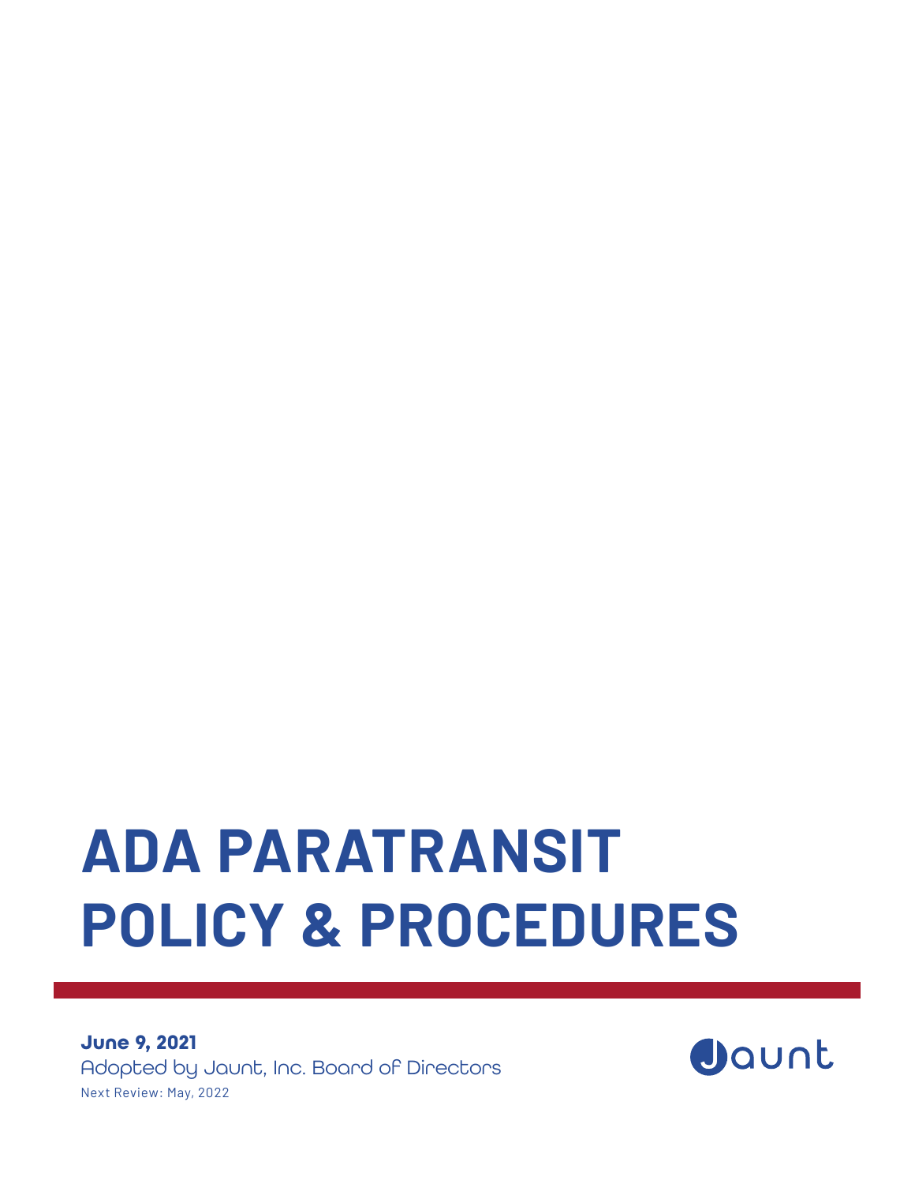# ADA PARATRANSIT POLICY & PROCEDURES

**June 9, 2021**

Adopted by Jaunt, Inc. Board of Directors

Next Review: May, 2022

Jaunt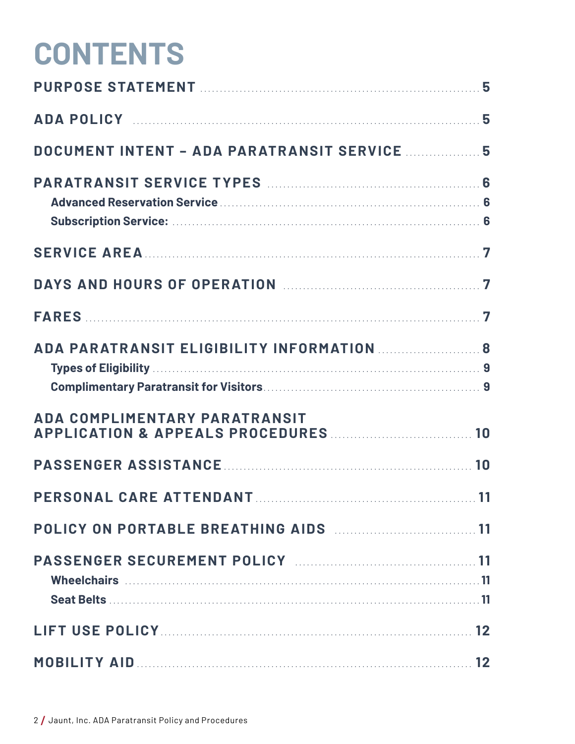# CONTENTS

| | |
|---|---|
| **PURPOSE STATEMENT** | **5** |
| **ADA POLICY** | **5** |
| **DOCUMENT INTENT – ADA PARATRANSIT SERVICE** | **5** |
| **PARATRANSIT SERVICE TYPES** | **6** |
| **Advanced Reservation Service** | **6** |
| **Subscription Service:** | **6** |
| **SERVICE AREA** | **7** |
| **DAYS AND HOURS OF OPERATION** | **7** |
| **FARES** | **7** |
| **ADA PARATRANSIT ELIGIBILITY INFORMATION** | **8** |
| **Types of Eligibility** | **9** |
| **Complimentary Paratransit for Visitors** | **9** |
| **ADA COMPLIMENTARY PARATRANSIT APPLICATION & APPEALS PROCEDURES** | **10** |
| **PASSENGER ASSISTANCE** | **10** |
| **PERSONAL CARE ATTENDANT** | **11** |
| **POLICY ON PORTABLE BREATHING AIDS** | **11** |
| **PASSENGER SECUREMENT POLICY** | **11** |
| **Wheelchairs** | **11** |
| **Seat Belts** | **11** |
| **LIFT USE POLICY** | **12** |
| **MOBILITY AID** | **12** |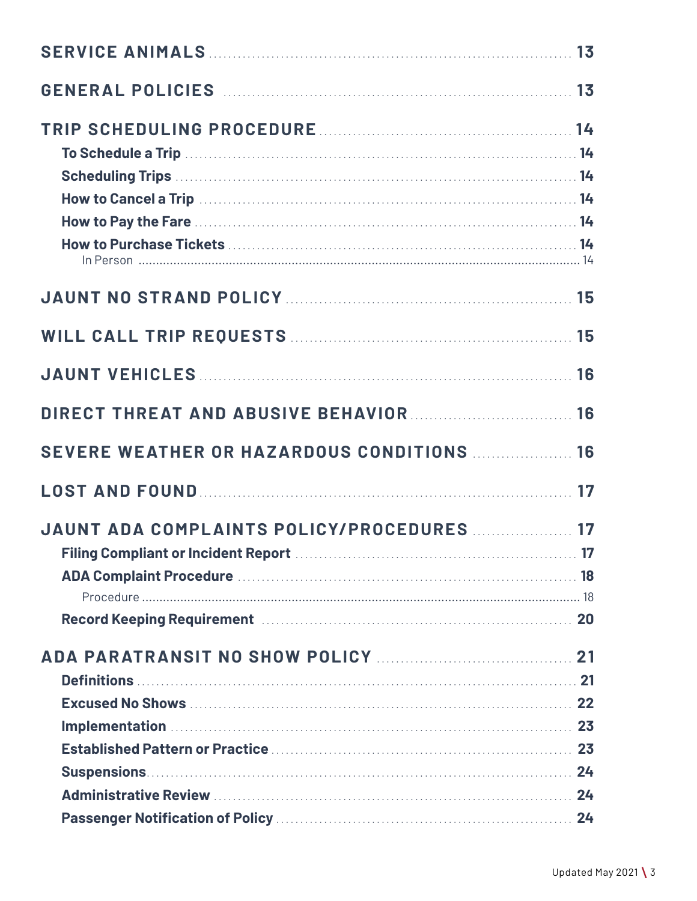SERVICE ANIMALS ........ 13

GENERAL POLICIES ........ 13

TRIP SCHEDULING PROCEDURE ........ 14

- To Schedule a Trip ........ 14
- Scheduling Trips ........ 14
- How to Cancel a Trip ........ 14
- How to Pay the Fare ........ 14
- How to Purchase Tickets ........ 14
  - In Person ........ 14

JAUNT NO STRAND POLICY ........ 15

WILL CALL TRIP REQUESTS ........ 15

JAUNT VEHICLES ........ 16

DIRECT THREAT AND ABUSIVE BEHAVIOR ........ 16

SEVERE WEATHER OR HAZARDOUS CONDITIONS ........ 16

LOST AND FOUND ........ 17

JAUNT ADA COMPLAINTS POLICY/PROCEDURES ........ 17

- Filing Compliant or Incident Report ........ 17
- ADA Complaint Procedure ........ 18
  - Procedure ........ 18
- Record Keeping Requirement ........ 20

ADA PARATRANSIT NO SHOW POLICY ........ 21

- Definitions ........ 21
- Excused No Shows ........ 22
- Implementation ........ 23
- Established Pattern or Practice ........ 23
- Suspensions ........ 24
- Administrative Review ........ 24
- Passenger Notification of Policy ........ 24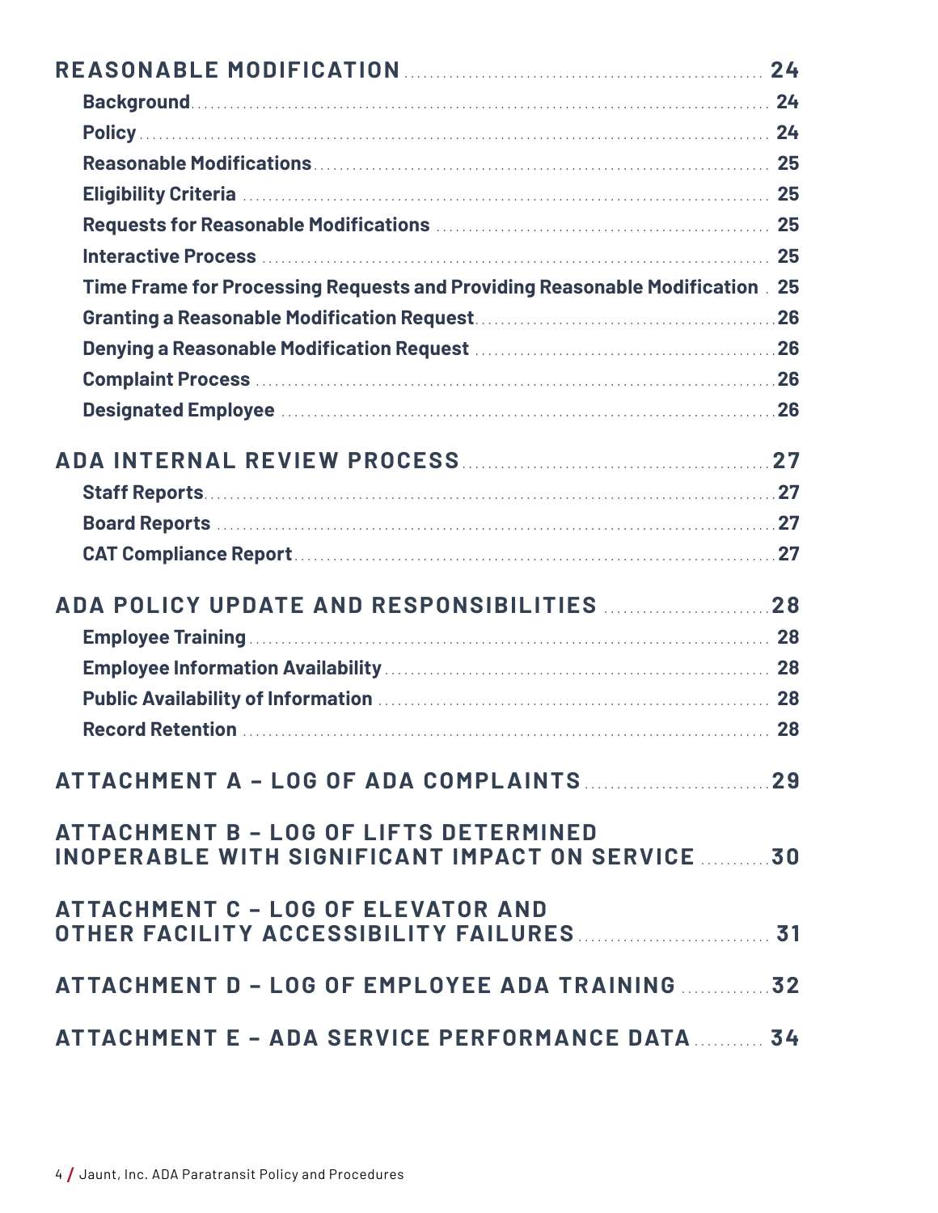**REASONABLE MODIFICATION** .......... 24

- **Background** .......... 24
- **Policy** .......... 24
- **Reasonable Modifications** .......... 25
- **Eligibility Criteria** .......... 25
- **Requests for Reasonable Modifications** .......... 25
- **Interactive Process** .......... 25
- **Time Frame for Processing Requests and Providing Reasonable Modification** .......... 25
- **Granting a Reasonable Modification Request** .......... 26
- **Denying a Reasonable Modification Request** .......... 26
- **Complaint Process** .......... 26
- **Designated Employee** .......... 26

**ADA INTERNAL REVIEW PROCESS** .......... 27

- **Staff Reports** .......... 27
- **Board Reports** .......... 27
- **CAT Compliance Report** .......... 27

**ADA POLICY UPDATE AND RESPONSIBILITIES** .......... 28

- **Employee Training** .......... 28
- **Employee Information Availability** .......... 28
- **Public Availability of Information** .......... 28
- **Record Retention** .......... 28

**ATTACHMENT A – LOG OF ADA COMPLAINTS** .......... 29

**ATTACHMENT B – LOG OF LIFTS DETERMINED INOPERABLE WITH SIGNIFICANT IMPACT ON SERVICE** .......... 30

**ATTACHMENT C – LOG OF ELEVATOR AND OTHER FACILITY ACCESSIBILITY FAILURES** .......... 31

**ATTACHMENT D – LOG OF EMPLOYEE ADA TRAINING** .......... 32

**ATTACHMENT E – ADA SERVICE PERFORMANCE DATA** .......... 34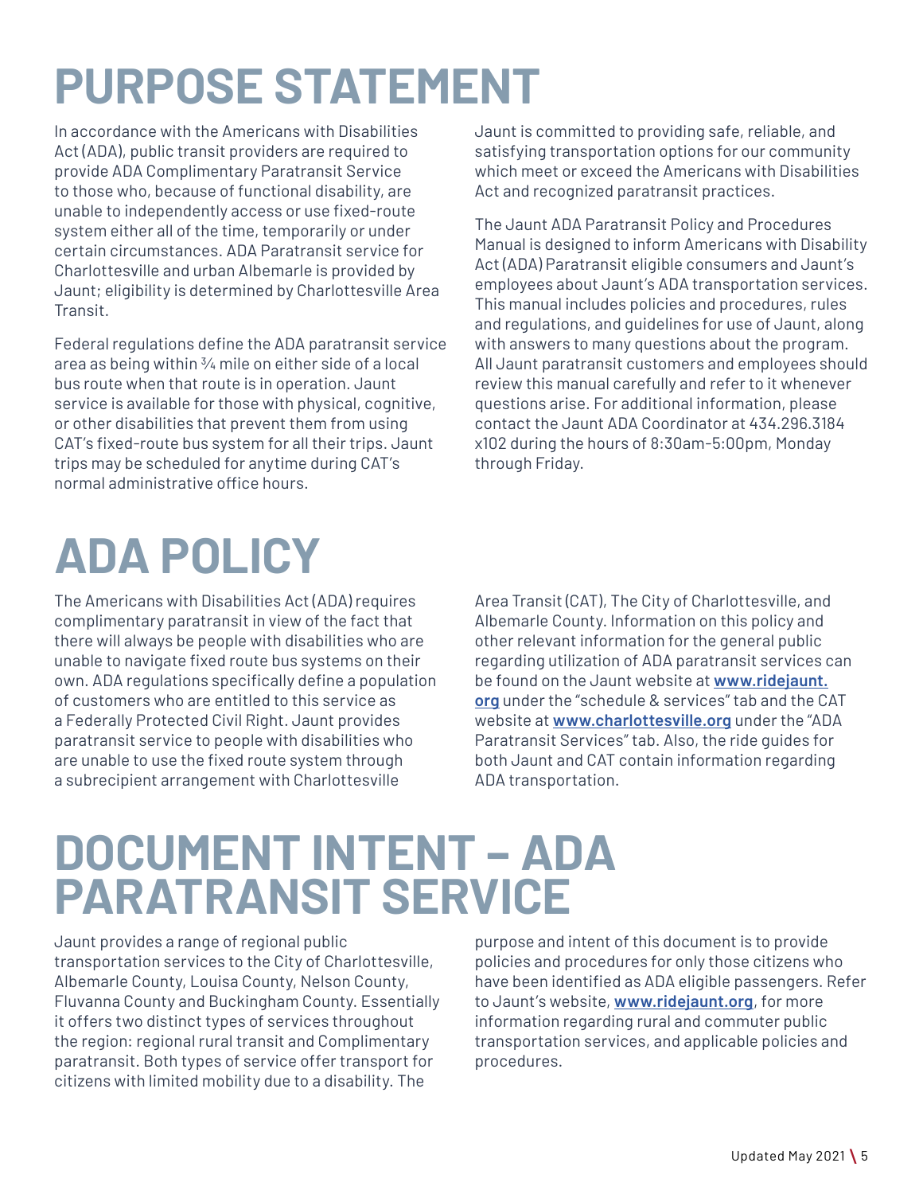# PURPOSE STATEMENT

In accordance with the Americans with Disabilities Act (ADA), public transit providers are required to provide ADA Complimentary Paratransit Service to those who, because of functional disability, are unable to independently access or use fixed-route system either all of the time, temporarily or under certain circumstances. ADA Paratransit service for Charlottesville and urban Albemarle is provided by Jaunt; eligibility is determined by Charlottesville Area Transit.

Federal regulations define the ADA paratransit service area as being within ¾ mile on either side of a local bus route when that route is in operation. Jaunt service is available for those with physical, cognitive, or other disabilities that prevent them from using CAT's fixed-route bus system for all their trips. Jaunt trips may be scheduled for anytime during CAT's normal administrative office hours.

Jaunt is committed to providing safe, reliable, and satisfying transportation options for our community which meet or exceed the Americans with Disabilities Act and recognized paratransit practices.

The Jaunt ADA Paratransit Policy and Procedures Manual is designed to inform Americans with Disability Act (ADA) Paratransit eligible consumers and Jaunt's employees about Jaunt's ADA transportation services. This manual includes policies and procedures, rules and regulations, and guidelines for use of Jaunt, along with answers to many questions about the program. All Jaunt paratransit customers and employees should review this manual carefully and refer to it whenever questions arise. For additional information, please contact the Jaunt ADA Coordinator at 434.296.3184 x102 during the hours of 8:30am-5:00pm, Monday through Friday.

# ADA POLICY

The Americans with Disabilities Act (ADA) requires complimentary paratransit in view of the fact that there will always be people with disabilities who are unable to navigate fixed route bus systems on their own. ADA regulations specifically define a population of customers who are entitled to this service as a Federally Protected Civil Right. Jaunt provides paratransit service to people with disabilities who are unable to use the fixed route system through a subrecipient arrangement with Charlottesville Area Transit (CAT), The City of Charlottesville, and Albemarle County. Information on this policy and other relevant information for the general public regarding utilization of ADA paratransit services can be found on the Jaunt website at **www.ridejaunt.org** under the "schedule & services" tab and the CAT website at **www.charlottesville.org** under the "ADA Paratransit Services" tab. Also, the ride guides for both Jaunt and CAT contain information regarding ADA transportation.

# DOCUMENT INTENT – ADA PARATRANSIT SERVICE

Jaunt provides a range of regional public transportation services to the City of Charlottesville, Albemarle County, Louisa County, Nelson County, Fluvanna County and Buckingham County. Essentially it offers two distinct types of services throughout the region: regional rural transit and Complimentary paratransit. Both types of service offer transport for citizens with limited mobility due to a disability. The purpose and intent of this document is to provide policies and procedures for only those citizens who have been identified as ADA eligible passengers. Refer to Jaunt's website, **www.ridejaunt.org**, for more information regarding rural and commuter public transportation services, and applicable policies and procedures.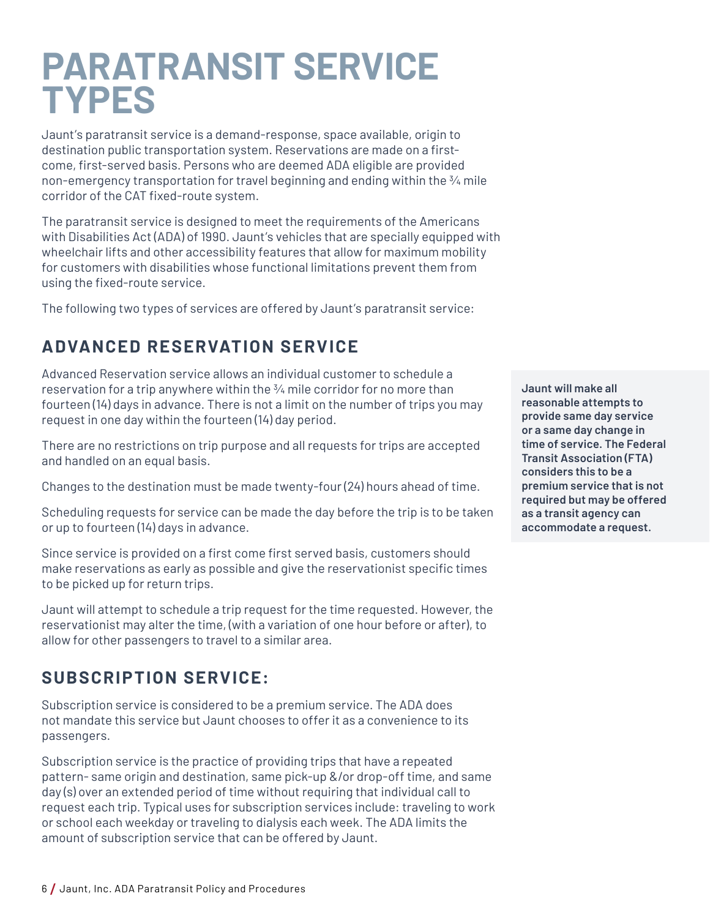# PARATRANSIT SERVICE TYPES

Jaunt's paratransit service is a demand-response, space available, origin to destination public transportation system. Reservations are made on a first-come, first-served basis. Persons who are deemed ADA eligible are provided non-emergency transportation for travel beginning and ending within the ¾ mile corridor of the CAT fixed-route system.

The paratransit service is designed to meet the requirements of the Americans with Disabilities Act (ADA) of 1990. Jaunt's vehicles that are specially equipped with wheelchair lifts and other accessibility features that allow for maximum mobility for customers with disabilities whose functional limitations prevent them from using the fixed-route service.

The following two types of services are offered by Jaunt's paratransit service:

## ADVANCED RESERVATION SERVICE

Advanced Reservation service allows an individual customer to schedule a reservation for a trip anywhere within the ¾ mile corridor for no more than fourteen (14) days in advance. There is not a limit on the number of trips you may request in one day within the fourteen (14) day period.

There are no restrictions on trip purpose and all requests for trips are accepted and handled on an equal basis.

Changes to the destination must be made twenty-four (24) hours ahead of time.

Scheduling requests for service can be made the day before the trip is to be taken or up to fourteen (14) days in advance.

Since service is provided on a first come first served basis, customers should make reservations as early as possible and give the reservationist specific times to be picked up for return trips.

Jaunt will attempt to schedule a trip request for the time requested. However, the reservationist may alter the time, (with a variation of one hour before or after), to allow for other passengers to travel to a similar area.

**Jaunt will make all reasonable attempts to provide same day service or a same day change in time of service. The Federal Transit Association (FTA) considers this to be a premium service that is not required but may be offered as a transit agency can accommodate a request.**

## SUBSCRIPTION SERVICE:

Subscription service is considered to be a premium service. The ADA does not mandate this service but Jaunt chooses to offer it as a convenience to its passengers.

Subscription service is the practice of providing trips that have a repeated pattern- same origin and destination, same pick-up &/or drop-off time, and same day (s) over an extended period of time without requiring that individual call to request each trip. Typical uses for subscription services include: traveling to work or school each weekday or traveling to dialysis each week. The ADA limits the amount of subscription service that can be offered by Jaunt.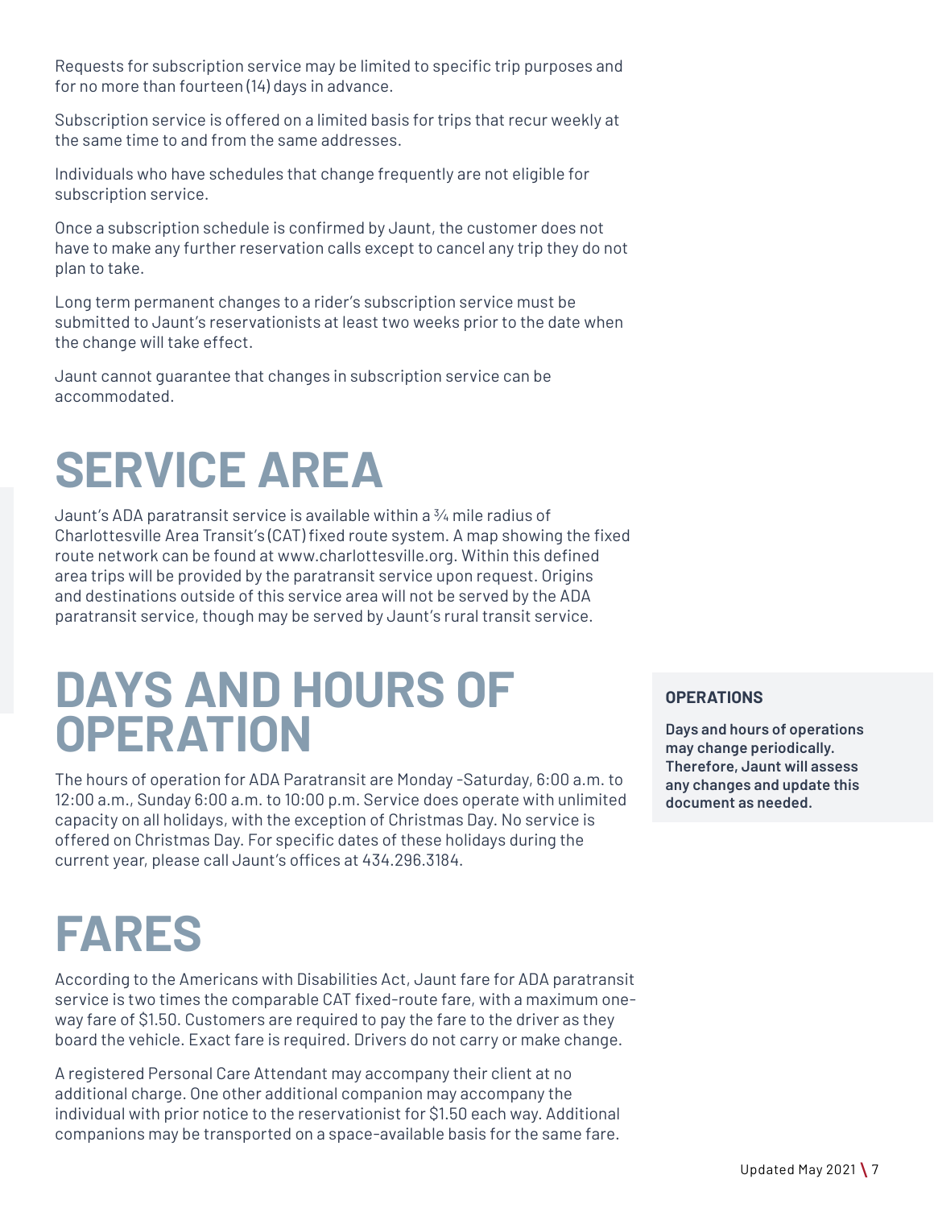Requests for subscription service may be limited to specific trip purposes and for no more than fourteen (14) days in advance.

Subscription service is offered on a limited basis for trips that recur weekly at the same time to and from the same addresses.

Individuals who have schedules that change frequently are not eligible for subscription service.

Once a subscription schedule is confirmed by Jaunt, the customer does not have to make any further reservation calls except to cancel any trip they do not plan to take.

Long term permanent changes to a rider's subscription service must be submitted to Jaunt's reservationists at least two weeks prior to the date when the change will take effect.

Jaunt cannot guarantee that changes in subscription service can be accommodated.

# SERVICE AREA

Jaunt's ADA paratransit service is available within a ¾ mile radius of Charlottesville Area Transit's (CAT) fixed route system. A map showing the fixed route network can be found at www.charlottesville.org. Within this defined area trips will be provided by the paratransit service upon request. Origins and destinations outside of this service area will not be served by the ADA paratransit service, though may be served by Jaunt's rural transit service.

# DAYS AND HOURS OF OPERATION

The hours of operation for ADA Paratransit are Monday -Saturday, 6:00 a.m. to 12:00 a.m., Sunday 6:00 a.m. to 10:00 p.m. Service does operate with unlimited capacity on all holidays, with the exception of Christmas Day. No service is offered on Christmas Day. For specific dates of these holidays during the current year, please call Jaunt's offices at 434.296.3184.

**OPERATIONS**

**Days and hours of operations may change periodically. Therefore, Jaunt will assess any changes and update this document as needed.**

# FARES

According to the Americans with Disabilities Act, Jaunt fare for ADA paratransit service is two times the comparable CAT fixed-route fare, with a maximum one-way fare of $1.50. Customers are required to pay the fare to the driver as they board the vehicle. Exact fare is required. Drivers do not carry or make change.

A registered Personal Care Attendant may accompany their client at no additional charge. One other additional companion may accompany the individual with prior notice to the reservationist for $1.50 each way. Additional companions may be transported on a space-available basis for the same fare.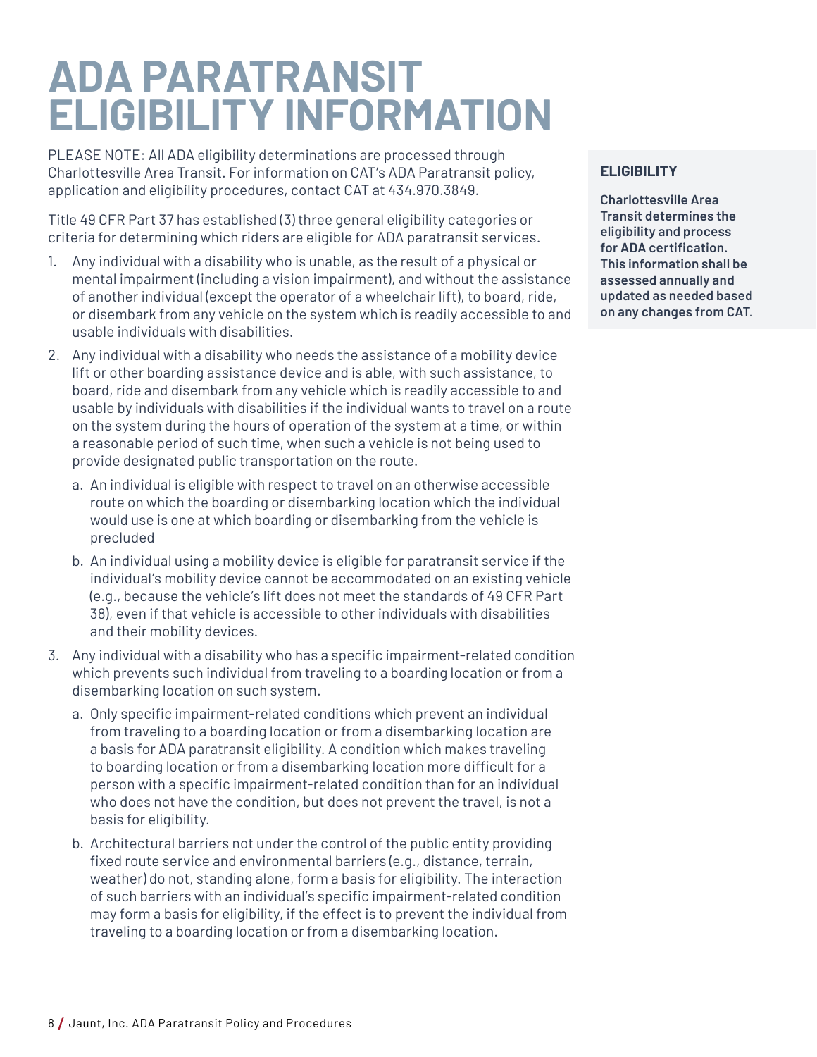# ADA PARATRANSIT ELIGIBILITY INFORMATION

PLEASE NOTE: All ADA eligibility determinations are processed through Charlottesville Area Transit. For information on CAT's ADA Paratransit policy, application and eligibility procedures, contact CAT at 434.970.3849.

Title 49 CFR Part 37 has established (3) three general eligibility categories or criteria for determining which riders are eligible for ADA paratransit services.

1. Any individual with a disability who is unable, as the result of a physical or mental impairment (including a vision impairment), and without the assistance of another individual (except the operator of a wheelchair lift), to board, ride, or disembark from any vehicle on the system which is readily accessible to and usable individuals with disabilities.
2. Any individual with a disability who needs the assistance of a mobility device lift or other boarding assistance device and is able, with such assistance, to board, ride and disembark from any vehicle which is readily accessible to and usable by individuals with disabilities if the individual wants to travel on a route on the system during the hours of operation of the system at a time, or within a reasonable period of such time, when such a vehicle is not being used to provide designated public transportation on the route.
    a. An individual is eligible with respect to travel on an otherwise accessible route on which the boarding or disembarking location which the individual would use is one at which boarding or disembarking from the vehicle is precluded
    b. An individual using a mobility device is eligible for paratransit service if the individual's mobility device cannot be accommodated on an existing vehicle (e.g., because the vehicle's lift does not meet the standards of 49 CFR Part 38), even if that vehicle is accessible to other individuals with disabilities and their mobility devices.
3. Any individual with a disability who has a specific impairment-related condition which prevents such individual from traveling to a boarding location or from a disembarking location on such system.
    a. Only specific impairment-related conditions which prevent an individual from traveling to a boarding location or from a disembarking location are a basis for ADA paratransit eligibility. A condition which makes traveling to boarding location or from a disembarking location more difficult for a person with a specific impairment-related condition than for an individual who does not have the condition, but does not prevent the travel, is not a basis for eligibility.
    b. Architectural barriers not under the control of the public entity providing fixed route service and environmental barriers (e.g., distance, terrain, weather) do not, standing alone, form a basis for eligibility. The interaction of such barriers with an individual's specific impairment-related condition may form a basis for eligibility, if the effect is to prevent the individual from traveling to a boarding location or from a disembarking location.

**ELIGIBILITY**

**Charlottesville Area Transit determines the eligibility and process for ADA certification. This information shall be assessed annually and updated as needed based on any changes from CAT.**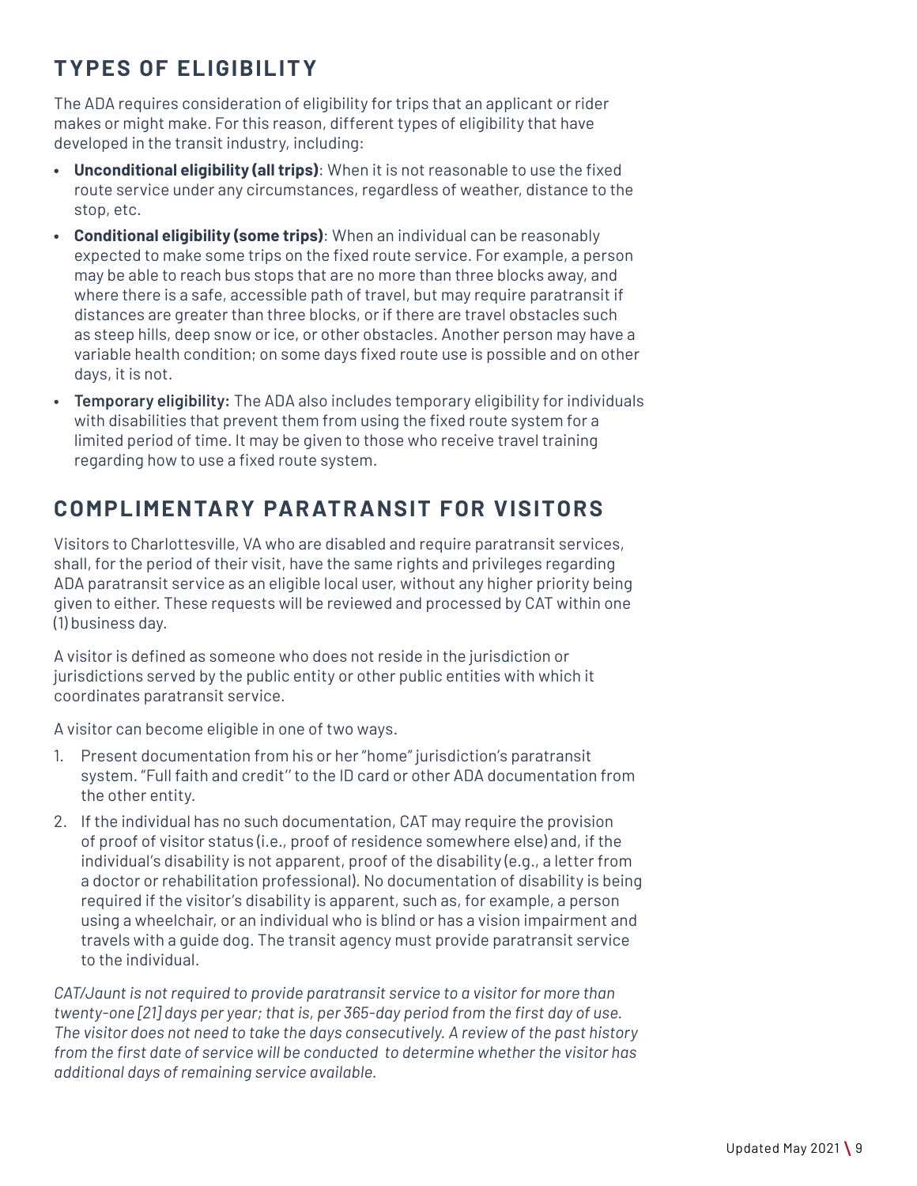## TYPES OF ELIGIBILITY

The ADA requires consideration of eligibility for trips that an applicant or rider makes or might make. For this reason, different types of eligibility that have developed in the transit industry, including:

- **Unconditional eligibility (all trips)**: When it is not reasonable to use the fixed route service under any circumstances, regardless of weather, distance to the stop, etc.
- **Conditional eligibility (some trips)**: When an individual can be reasonably expected to make some trips on the fixed route service. For example, a person may be able to reach bus stops that are no more than three blocks away, and where there is a safe, accessible path of travel, but may require paratransit if distances are greater than three blocks, or if there are travel obstacles such as steep hills, deep snow or ice, or other obstacles. Another person may have a variable health condition; on some days fixed route use is possible and on other days, it is not.
- **Temporary eligibility:** The ADA also includes temporary eligibility for individuals with disabilities that prevent them from using the fixed route system for a limited period of time. It may be given to those who receive travel training regarding how to use a fixed route system.

## COMPLIMENTARY PARATRANSIT FOR VISITORS

Visitors to Charlottesville, VA who are disabled and require paratransit services, shall, for the period of their visit, have the same rights and privileges regarding ADA paratransit service as an eligible local user, without any higher priority being given to either. These requests will be reviewed and processed by CAT within one (1) business day.

A visitor is defined as someone who does not reside in the jurisdiction or jurisdictions served by the public entity or other public entities with which it coordinates paratransit service.

A visitor can become eligible in one of two ways.

1. Present documentation from his or her "home" jurisdiction's paratransit system. "Full faith and credit'' to the ID card or other ADA documentation from the other entity.
2. If the individual has no such documentation, CAT may require the provision of proof of visitor status (i.e., proof of residence somewhere else) and, if the individual's disability is not apparent, proof of the disability (e.g., a letter from a doctor or rehabilitation professional). No documentation of disability is being required if the visitor's disability is apparent, such as, for example, a person using a wheelchair, or an individual who is blind or has a vision impairment and travels with a guide dog. The transit agency must provide paratransit service to the individual.

*CAT/Jaunt is not required to provide paratransit service to a visitor for more than twenty-one [21] days per year; that is, per 365-day period from the first day of use. The visitor does not need to take the days consecutively. A review of the past history from the first date of service will be conducted to determine whether the visitor has additional days of remaining service available.*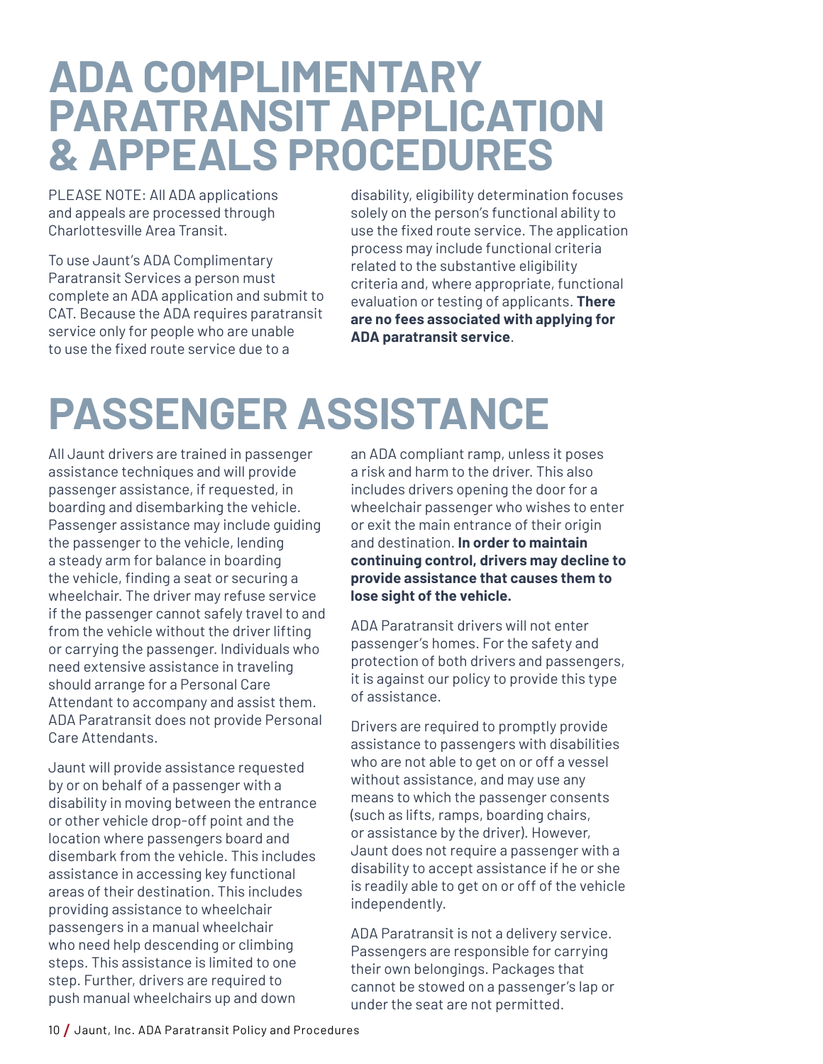# ADA COMPLIMENTARY PARATRANSIT APPLICATION & APPEALS PROCEDURES

PLEASE NOTE: All ADA applications and appeals are processed through Charlottesville Area Transit.

To use Jaunt's ADA Complimentary Paratransit Services a person must complete an ADA application and submit to CAT. Because the ADA requires paratransit service only for people who are unable to use the fixed route service due to a disability, eligibility determination focuses solely on the person's functional ability to use the fixed route service. The application process may include functional criteria related to the substantive eligibility criteria and, where appropriate, functional evaluation or testing of applicants. **There are no fees associated with applying for ADA paratransit service**.

# PASSENGER ASSISTANCE

All Jaunt drivers are trained in passenger assistance techniques and will provide passenger assistance, if requested, in boarding and disembarking the vehicle. Passenger assistance may include guiding the passenger to the vehicle, lending a steady arm for balance in boarding the vehicle, finding a seat or securing a wheelchair. The driver may refuse service if the passenger cannot safely travel to and from the vehicle without the driver lifting or carrying the passenger. Individuals who need extensive assistance in traveling should arrange for a Personal Care Attendant to accompany and assist them. ADA Paratransit does not provide Personal Care Attendants.

Jaunt will provide assistance requested by or on behalf of a passenger with a disability in moving between the entrance or other vehicle drop-off point and the location where passengers board and disembark from the vehicle. This includes assistance in accessing key functional areas of their destination. This includes providing assistance to wheelchair passengers in a manual wheelchair who need help descending or climbing steps. This assistance is limited to one step. Further, drivers are required to push manual wheelchairs up and down an ADA compliant ramp, unless it poses a risk and harm to the driver. This also includes drivers opening the door for a wheelchair passenger who wishes to enter or exit the main entrance of their origin and destination. **In order to maintain continuing control, drivers may decline to provide assistance that causes them to lose sight of the vehicle.**

ADA Paratransit drivers will not enter passenger's homes. For the safety and protection of both drivers and passengers, it is against our policy to provide this type of assistance.

Drivers are required to promptly provide assistance to passengers with disabilities who are not able to get on or off a vessel without assistance, and may use any means to which the passenger consents (such as lifts, ramps, boarding chairs, or assistance by the driver). However, Jaunt does not require a passenger with a disability to accept assistance if he or she is readily able to get on or off of the vehicle independently.

ADA Paratransit is not a delivery service. Passengers are responsible for carrying their own belongings. Packages that cannot be stowed on a passenger's lap or under the seat are not permitted.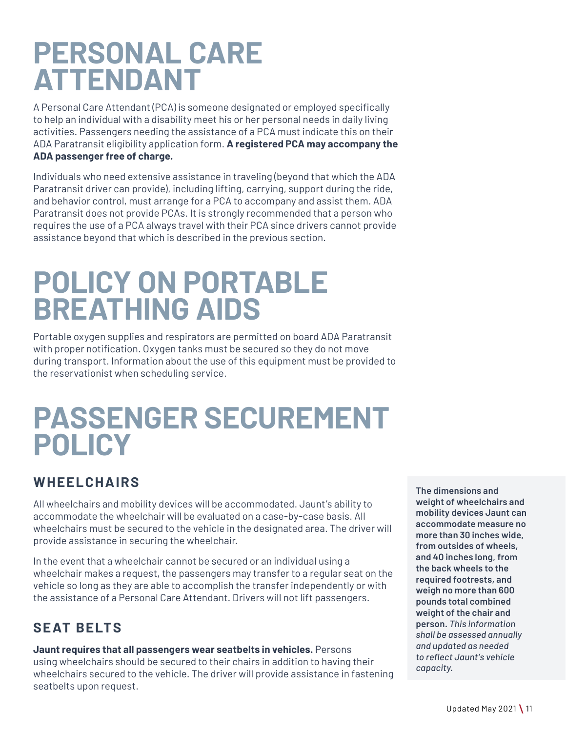# PERSONAL CARE ATTENDANT

A Personal Care Attendant (PCA) is someone designated or employed specifically to help an individual with a disability meet his or her personal needs in daily living activities. Passengers needing the assistance of a PCA must indicate this on their ADA Paratransit eligibility application form. **A registered PCA may accompany the ADA passenger free of charge.**

Individuals who need extensive assistance in traveling (beyond that which the ADA Paratransit driver can provide), including lifting, carrying, support during the ride, and behavior control, must arrange for a PCA to accompany and assist them. ADA Paratransit does not provide PCAs. It is strongly recommended that a person who requires the use of a PCA always travel with their PCA since drivers cannot provide assistance beyond that which is described in the previous section.

# POLICY ON PORTABLE BREATHING AIDS

Portable oxygen supplies and respirators are permitted on board ADA Paratransit with proper notification. Oxygen tanks must be secured so they do not move during transport. Information about the use of this equipment must be provided to the reservationist when scheduling service.

# PASSENGER SECUREMENT POLICY

## WHEELCHAIRS

All wheelchairs and mobility devices will be accommodated. Jaunt's ability to accommodate the wheelchair will be evaluated on a case-by-case basis. All wheelchairs must be secured to the vehicle in the designated area. The driver will provide assistance in securing the wheelchair.

In the event that a wheelchair cannot be secured or an individual using a wheelchair makes a request, the passengers may transfer to a regular seat on the vehicle so long as they are able to accomplish the transfer independently or with the assistance of a Personal Care Attendant. Drivers will not lift passengers.

**The dimensions and weight of wheelchairs and mobility devices Jaunt can accommodate measure no more than 30 inches wide, from outsides of wheels, and 40 inches long, from the back wheels to the required footrests, and weigh no more than 600 pounds total combined weight of the chair and person.** *This information shall be assessed annually and updated as needed to reflect Jaunt's vehicle capacity.*

## SEAT BELTS

**Jaunt requires that all passengers wear seatbelts in vehicles.** Persons using wheelchairs should be secured to their chairs in addition to having their wheelchairs secured to the vehicle. The driver will provide assistance in fastening seatbelts upon request.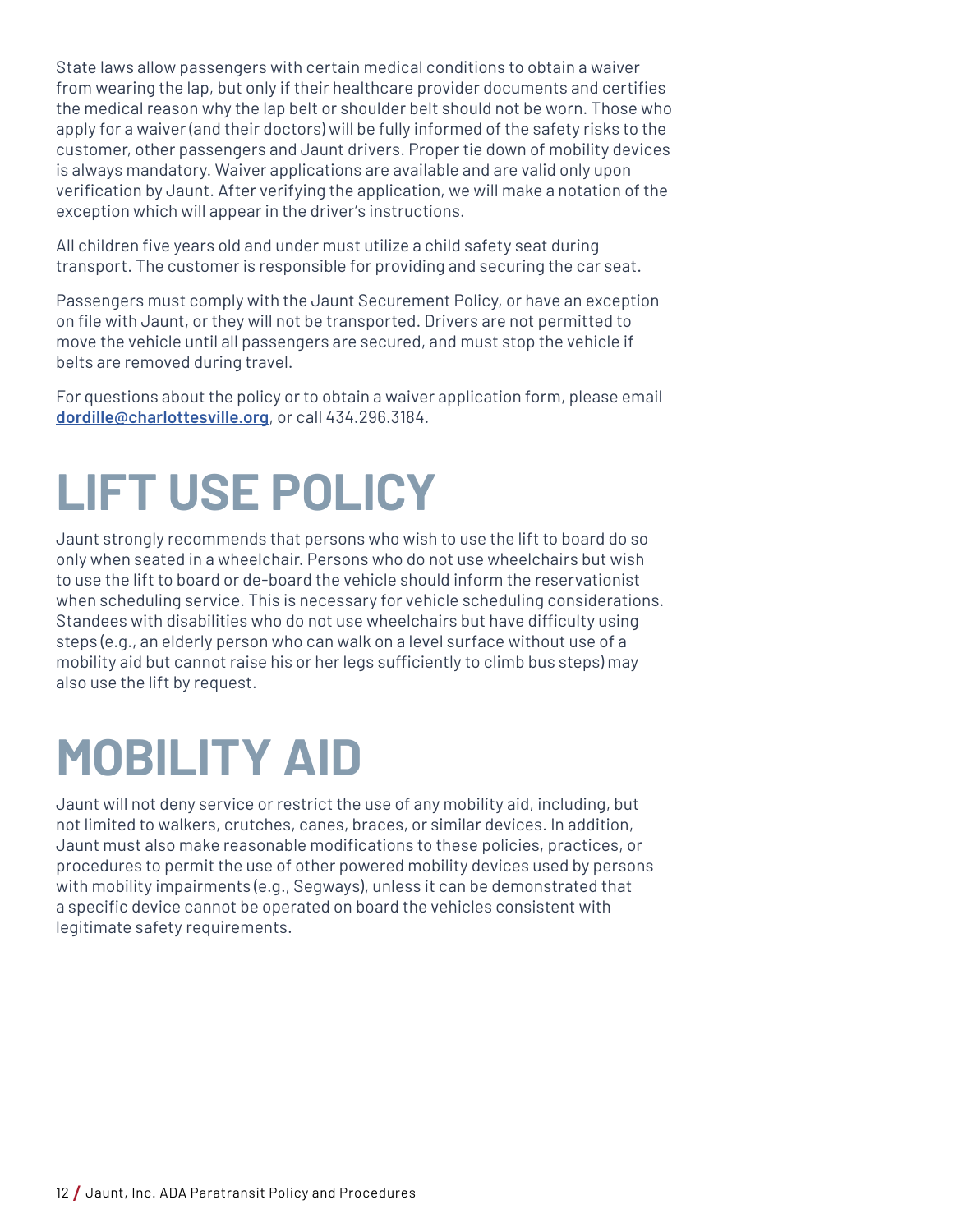State laws allow passengers with certain medical conditions to obtain a waiver from wearing the lap, but only if their healthcare provider documents and certifies the medical reason why the lap belt or shoulder belt should not be worn. Those who apply for a waiver (and their doctors) will be fully informed of the safety risks to the customer, other passengers and Jaunt drivers. Proper tie down of mobility devices is always mandatory. Waiver applications are available and are valid only upon verification by Jaunt. After verifying the application, we will make a notation of the exception which will appear in the driver's instructions.

All children five years old and under must utilize a child safety seat during transport. The customer is responsible for providing and securing the car seat.

Passengers must comply with the Jaunt Securement Policy, or have an exception on file with Jaunt, or they will not be transported. Drivers are not permitted to move the vehicle until all passengers are secured, and must stop the vehicle if belts are removed during travel.

For questions about the policy or to obtain a waiver application form, please email **dordille@charlottesville.org**, or call 434.296.3184.

# LIFT USE POLICY

Jaunt strongly recommends that persons who wish to use the lift to board do so only when seated in a wheelchair. Persons who do not use wheelchairs but wish to use the lift to board or de-board the vehicle should inform the reservationist when scheduling service. This is necessary for vehicle scheduling considerations. Standees with disabilities who do not use wheelchairs but have difficulty using steps (e.g., an elderly person who can walk on a level surface without use of a mobility aid but cannot raise his or her legs sufficiently to climb bus steps) may also use the lift by request.

# MOBILITY AID

Jaunt will not deny service or restrict the use of any mobility aid, including, but not limited to walkers, crutches, canes, braces, or similar devices. In addition, Jaunt must also make reasonable modifications to these policies, practices, or procedures to permit the use of other powered mobility devices used by persons with mobility impairments (e.g., Segways), unless it can be demonstrated that a specific device cannot be operated on board the vehicles consistent with legitimate safety requirements.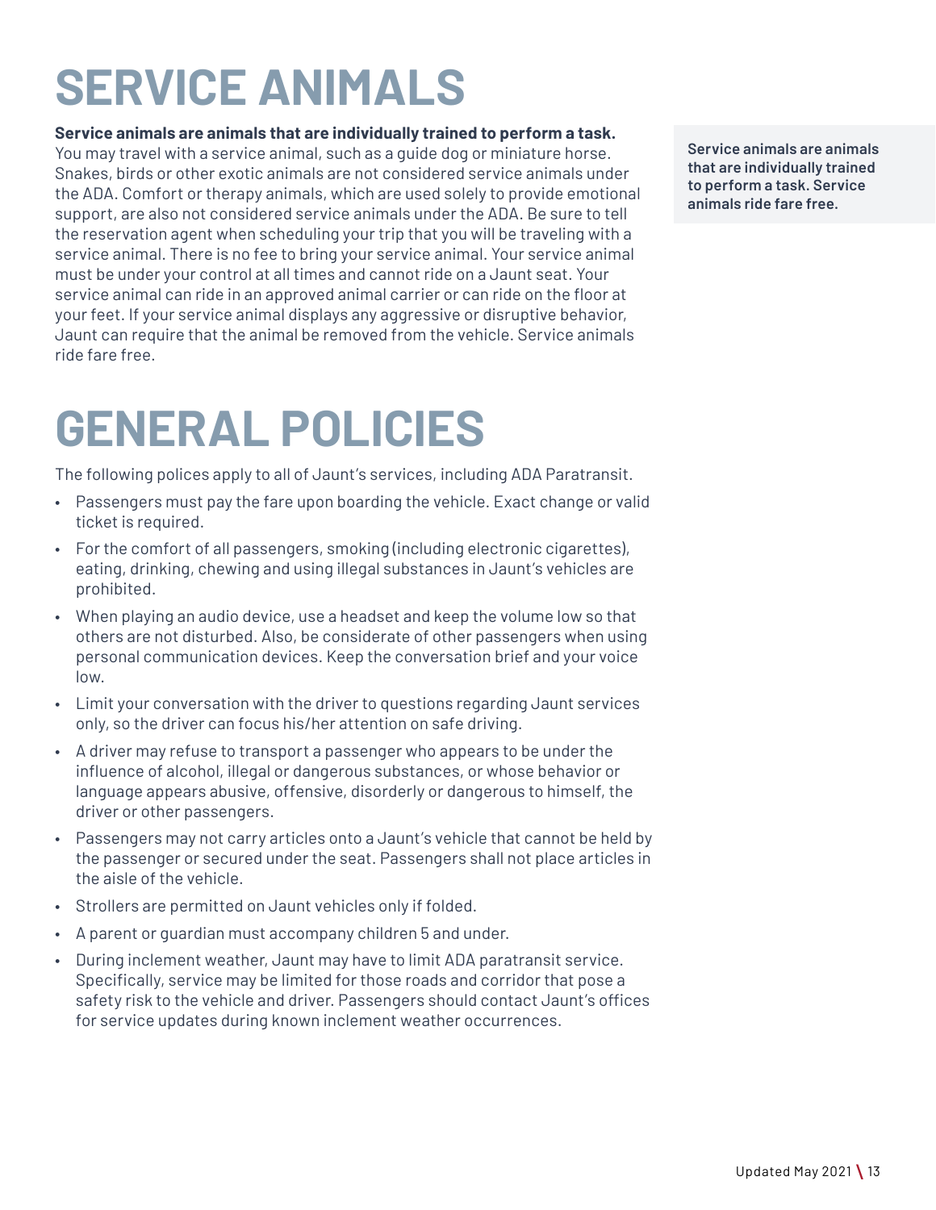# SERVICE ANIMALS

**Service animals are animals that are individually trained to perform a task.** You may travel with a service animal, such as a guide dog or miniature horse. Snakes, birds or other exotic animals are not considered service animals under the ADA. Comfort or therapy animals, which are used solely to provide emotional support, are also not considered service animals under the ADA. Be sure to tell the reservation agent when scheduling your trip that you will be traveling with a service animal. There is no fee to bring your service animal. Your service animal must be under your control at all times and cannot ride on a Jaunt seat. Your service animal can ride in an approved animal carrier or can ride on the floor at your feet. If your service animal displays any aggressive or disruptive behavior, Jaunt can require that the animal be removed from the vehicle. Service animals ride fare free.

**Service animals are animals that are individually trained to perform a task. Service animals ride fare free.**

# GENERAL POLICIES

The following polices apply to all of Jaunt's services, including ADA Paratransit.

- Passengers must pay the fare upon boarding the vehicle. Exact change or valid ticket is required.
- For the comfort of all passengers, smoking (including electronic cigarettes), eating, drinking, chewing and using illegal substances in Jaunt's vehicles are prohibited.
- When playing an audio device, use a headset and keep the volume low so that others are not disturbed. Also, be considerate of other passengers when using personal communication devices. Keep the conversation brief and your voice low.
- Limit your conversation with the driver to questions regarding Jaunt services only, so the driver can focus his/her attention on safe driving.
- A driver may refuse to transport a passenger who appears to be under the influence of alcohol, illegal or dangerous substances, or whose behavior or language appears abusive, offensive, disorderly or dangerous to himself, the driver or other passengers.
- Passengers may not carry articles onto a Jaunt's vehicle that cannot be held by the passenger or secured under the seat. Passengers shall not place articles in the aisle of the vehicle.
- Strollers are permitted on Jaunt vehicles only if folded.
- A parent or guardian must accompany children 5 and under.
- During inclement weather, Jaunt may have to limit ADA paratransit service. Specifically, service may be limited for those roads and corridor that pose a safety risk to the vehicle and driver. Passengers should contact Jaunt's offices for service updates during known inclement weather occurrences.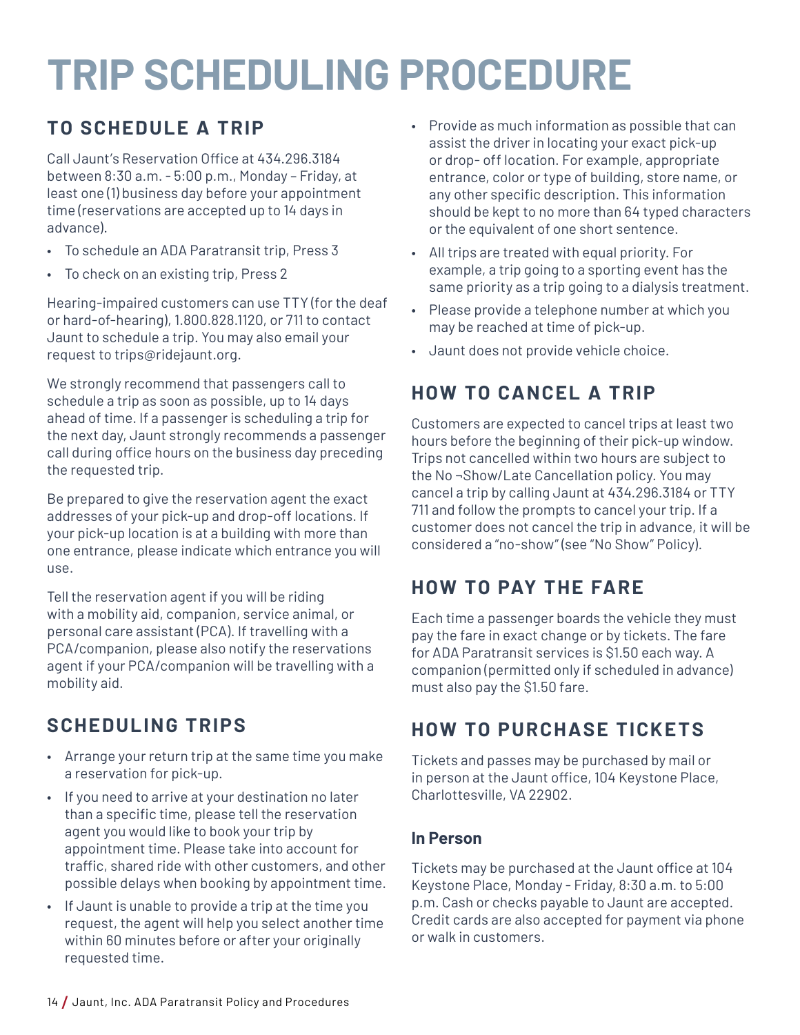# TRIP SCHEDULING PROCEDURE

## TO SCHEDULE A TRIP

Call Jaunt's Reservation Office at 434.296.3184 between 8:30 a.m. - 5:00 p.m., Monday – Friday, at least one (1) business day before your appointment time (reservations are accepted up to 14 days in advance).

- To schedule an ADA Paratransit trip, Press 3
- To check on an existing trip, Press 2

Hearing-impaired customers can use TTY (for the deaf or hard-of-hearing), 1.800.828.1120, or 711 to contact Jaunt to schedule a trip. You may also email your request to trips@ridejaunt.org.

We strongly recommend that passengers call to schedule a trip as soon as possible, up to 14 days ahead of time. If a passenger is scheduling a trip for the next day, Jaunt strongly recommends a passenger call during office hours on the business day preceding the requested trip.

Be prepared to give the reservation agent the exact addresses of your pick-up and drop-off locations. If your pick-up location is at a building with more than one entrance, please indicate which entrance you will use.

Tell the reservation agent if you will be riding with a mobility aid, companion, service animal, or personal care assistant (PCA). If travelling with a PCA/companion, please also notify the reservations agent if your PCA/companion will be travelling with a mobility aid.

## SCHEDULING TRIPS

- Arrange your return trip at the same time you make a reservation for pick-up.
- If you need to arrive at your destination no later than a specific time, please tell the reservation agent you would like to book your trip by appointment time. Please take into account for traffic, shared ride with other customers, and other possible delays when booking by appointment time.
- If Jaunt is unable to provide a trip at the time you request, the agent will help you select another time within 60 minutes before or after your originally requested time.
- Provide as much information as possible that can assist the driver in locating your exact pick-up or drop- off location. For example, appropriate entrance, color or type of building, store name, or any other specific description. This information should be kept to no more than 64 typed characters or the equivalent of one short sentence.
- All trips are treated with equal priority. For example, a trip going to a sporting event has the same priority as a trip going to a dialysis treatment.
- Please provide a telephone number at which you may be reached at time of pick-up.
- Jaunt does not provide vehicle choice.

## HOW TO CANCEL A TRIP

Customers are expected to cancel trips at least two hours before the beginning of their pick-up window. Trips not cancelled within two hours are subject to the No ¬Show/Late Cancellation policy. You may cancel a trip by calling Jaunt at 434.296.3184 or TTY 711 and follow the prompts to cancel your trip. If a customer does not cancel the trip in advance, it will be considered a "no-show" (see "No Show" Policy).

## HOW TO PAY THE FARE

Each time a passenger boards the vehicle they must pay the fare in exact change or by tickets. The fare for ADA Paratransit services is $1.50 each way. A companion (permitted only if scheduled in advance) must also pay the $1.50 fare.

## HOW TO PURCHASE TICKETS

Tickets and passes may be purchased by mail or in person at the Jaunt office, 104 Keystone Place, Charlottesville, VA 22902.

### In Person

Tickets may be purchased at the Jaunt office at 104 Keystone Place, Monday - Friday, 8:30 a.m. to 5:00 p.m. Cash or checks payable to Jaunt are accepted. Credit cards are also accepted for payment via phone or walk in customers.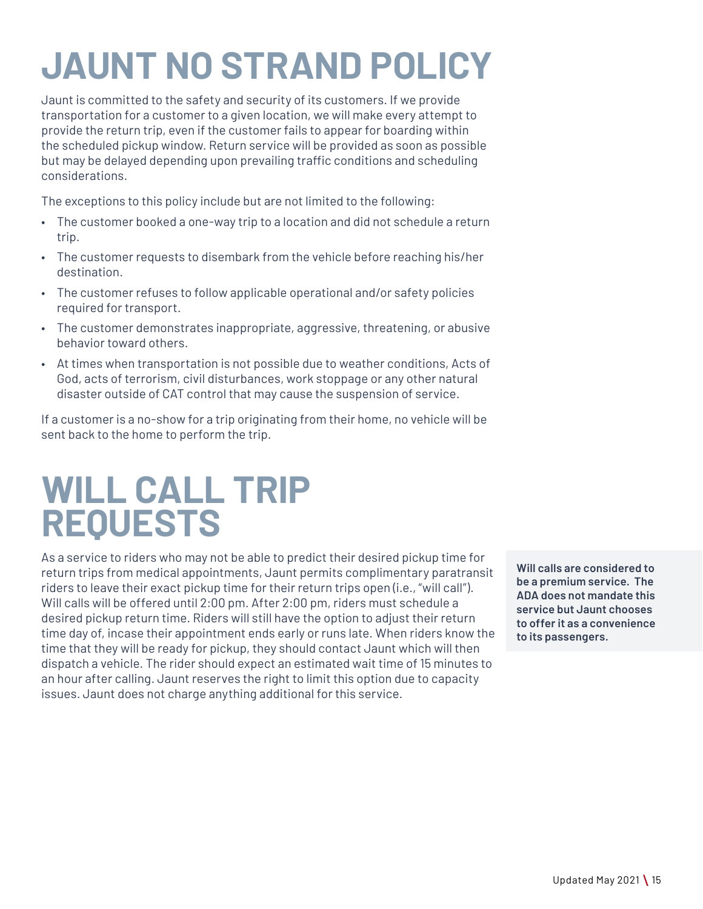# JAUNT NO STRAND POLICY

Jaunt is committed to the safety and security of its customers. If we provide transportation for a customer to a given location, we will make every attempt to provide the return trip, even if the customer fails to appear for boarding within the scheduled pickup window. Return service will be provided as soon as possible but may be delayed depending upon prevailing traffic conditions and scheduling considerations.

The exceptions to this policy include but are not limited to the following:

- The customer booked a one-way trip to a location and did not schedule a return trip.
- The customer requests to disembark from the vehicle before reaching his/her destination.
- The customer refuses to follow applicable operational and/or safety policies required for transport.
- The customer demonstrates inappropriate, aggressive, threatening, or abusive behavior toward others.
- At times when transportation is not possible due to weather conditions, Acts of God, acts of terrorism, civil disturbances, work stoppage or any other natural disaster outside of CAT control that may cause the suspension of service.

If a customer is a no-show for a trip originating from their home, no vehicle will be sent back to the home to perform the trip.

# WILL CALL TRIP REQUESTS

As a service to riders who may not be able to predict their desired pickup time for return trips from medical appointments, Jaunt permits complimentary paratransit riders to leave their exact pickup time for their return trips open (i.e., "will call"). Will calls will be offered until 2:00 pm. After 2:00 pm, riders must schedule a desired pickup return time. Riders will still have the option to adjust their return time day of, incase their appointment ends early or runs late. When riders know the time that they will be ready for pickup, they should contact Jaunt which will then dispatch a vehicle. The rider should expect an estimated wait time of 15 minutes to an hour after calling. Jaunt reserves the right to limit this option due to capacity issues. Jaunt does not charge anything additional for this service.

**Will calls are considered to be a premium service. The ADA does not mandate this service but Jaunt chooses to offer it as a convenience to its passengers.**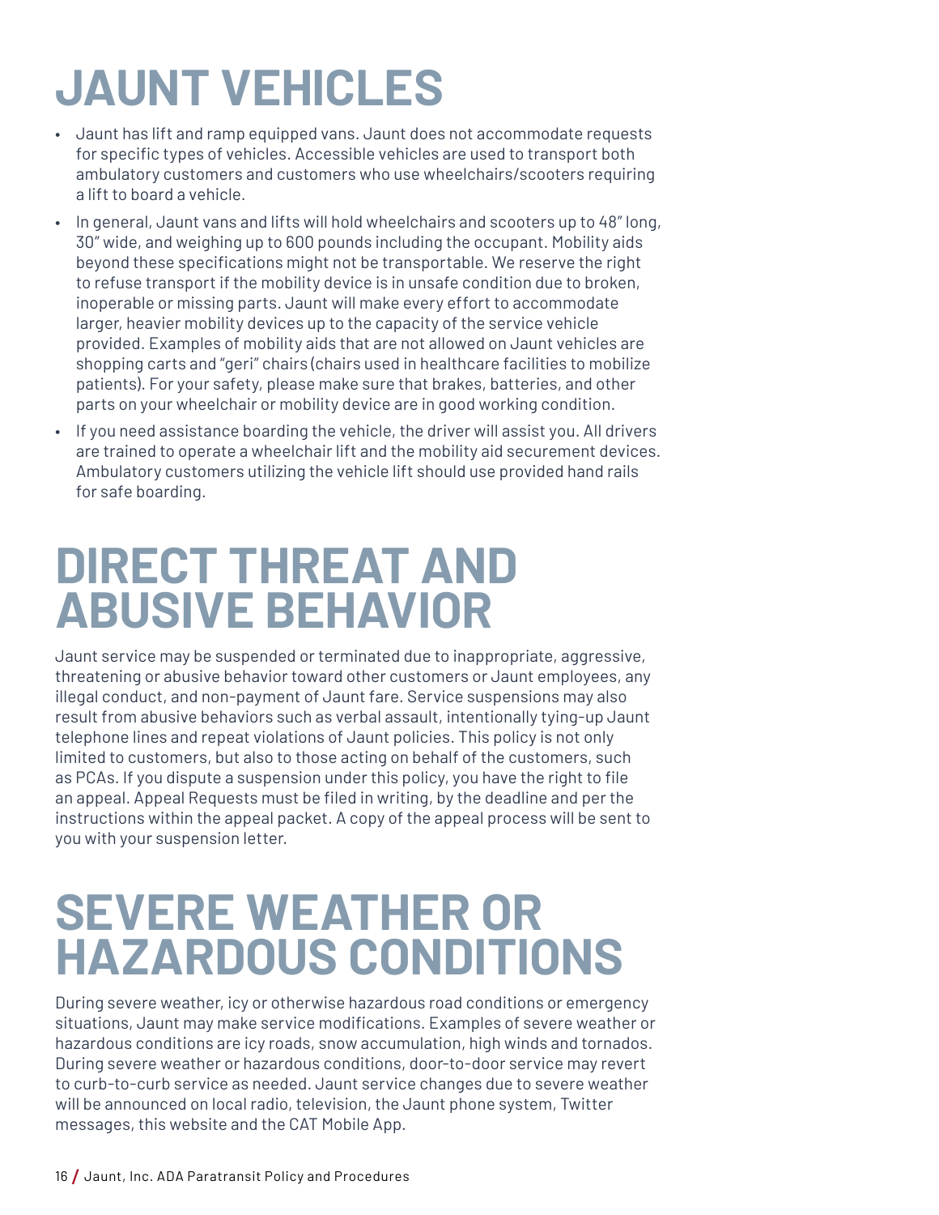# JAUNT VEHICLES

- Jaunt has lift and ramp equipped vans. Jaunt does not accommodate requests for specific types of vehicles. Accessible vehicles are used to transport both ambulatory customers and customers who use wheelchairs/scooters requiring a lift to board a vehicle.
- In general, Jaunt vans and lifts will hold wheelchairs and scooters up to 48" long, 30" wide, and weighing up to 600 pounds including the occupant. Mobility aids beyond these specifications might not be transportable. We reserve the right to refuse transport if the mobility device is in unsafe condition due to broken, inoperable or missing parts. Jaunt will make every effort to accommodate larger, heavier mobility devices up to the capacity of the service vehicle provided. Examples of mobility aids that are not allowed on Jaunt vehicles are shopping carts and "geri" chairs (chairs used in healthcare facilities to mobilize patients). For your safety, please make sure that brakes, batteries, and other parts on your wheelchair or mobility device are in good working condition.
- If you need assistance boarding the vehicle, the driver will assist you. All drivers are trained to operate a wheelchair lift and the mobility aid securement devices. Ambulatory customers utilizing the vehicle lift should use provided hand rails for safe boarding.

# DIRECT THREAT AND ABUSIVE BEHAVIOR

Jaunt service may be suspended or terminated due to inappropriate, aggressive, threatening or abusive behavior toward other customers or Jaunt employees, any illegal conduct, and non-payment of Jaunt fare. Service suspensions may also result from abusive behaviors such as verbal assault, intentionally tying-up Jaunt telephone lines and repeat violations of Jaunt policies. This policy is not only limited to customers, but also to those acting on behalf of the customers, such as PCAs. If you dispute a suspension under this policy, you have the right to file an appeal. Appeal Requests must be filed in writing, by the deadline and per the instructions within the appeal packet. A copy of the appeal process will be sent to you with your suspension letter.

# SEVERE WEATHER OR HAZARDOUS CONDITIONS

During severe weather, icy or otherwise hazardous road conditions or emergency situations, Jaunt may make service modifications. Examples of severe weather or hazardous conditions are icy roads, snow accumulation, high winds and tornados. During severe weather or hazardous conditions, door-to-door service may revert to curb-to-curb service as needed. Jaunt service changes due to severe weather will be announced on local radio, television, the Jaunt phone system, Twitter messages, this website and the CAT Mobile App.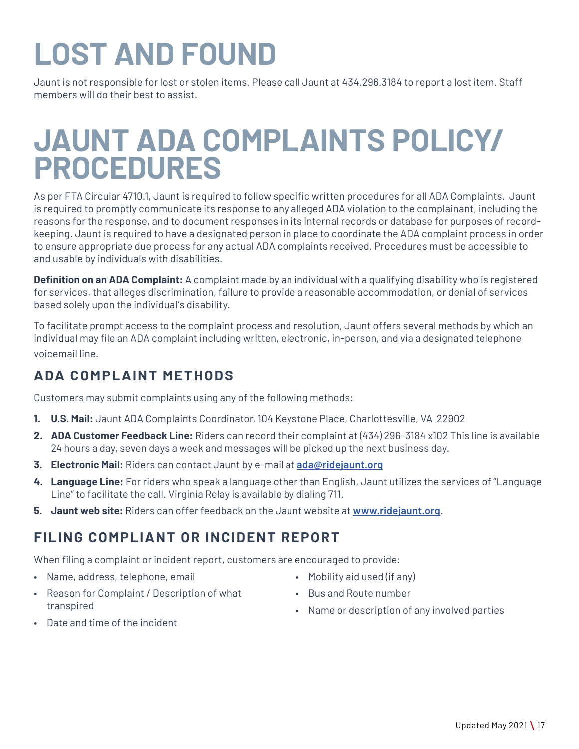# LOST AND FOUND

Jaunt is not responsible for lost or stolen items. Please call Jaunt at 434.296.3184 to report a lost item. Staff members will do their best to assist.

# JAUNT ADA COMPLAINTS POLICY/ PROCEDURES

As per FTA Circular 4710.1, Jaunt is required to follow specific written procedures for all ADA Complaints. Jaunt is required to promptly communicate its response to any alleged ADA violation to the complainant, including the reasons for the response, and to document responses in its internal records or database for purposes of record-keeping. Jaunt is required to have a designated person in place to coordinate the ADA complaint process in order to ensure appropriate due process for any actual ADA complaints received. Procedures must be accessible to and usable by individuals with disabilities.

**Definition on an ADA Complaint:** A complaint made by an individual with a qualifying disability who is registered for services, that alleges discrimination, failure to provide a reasonable accommodation, or denial of services based solely upon the individual's disability.

To facilitate prompt access to the complaint process and resolution, Jaunt offers several methods by which an individual may file an ADA complaint including written, electronic, in-person, and via a designated telephone voicemail line.

## ADA COMPLAINT METHODS

Customers may submit complaints using any of the following methods:

1. **U.S. Mail:** Jaunt ADA Complaints Coordinator, 104 Keystone Place, Charlottesville, VA 22902
2. **ADA Customer Feedback Line:** Riders can record their complaint at (434) 296-3184 x102 This line is available 24 hours a day, seven days a week and messages will be picked up the next business day.
3. **Electronic Mail:** Riders can contact Jaunt by e-mail at **ada@ridejaunt.org**
4. **Language Line:** For riders who speak a language other than English, Jaunt utilizes the services of "Language Line" to facilitate the call. Virginia Relay is available by dialing 711.
5. **Jaunt web site:** Riders can offer feedback on the Jaunt website at **www.ridejaunt.org**.

## FILING COMPLIANT OR INCIDENT REPORT

When filing a complaint or incident report, customers are encouraged to provide:

- Name, address, telephone, email
- Reason for Complaint / Description of what transpired
- Date and time of the incident
- Mobility aid used (if any)
- Bus and Route number
- Name or description of any involved parties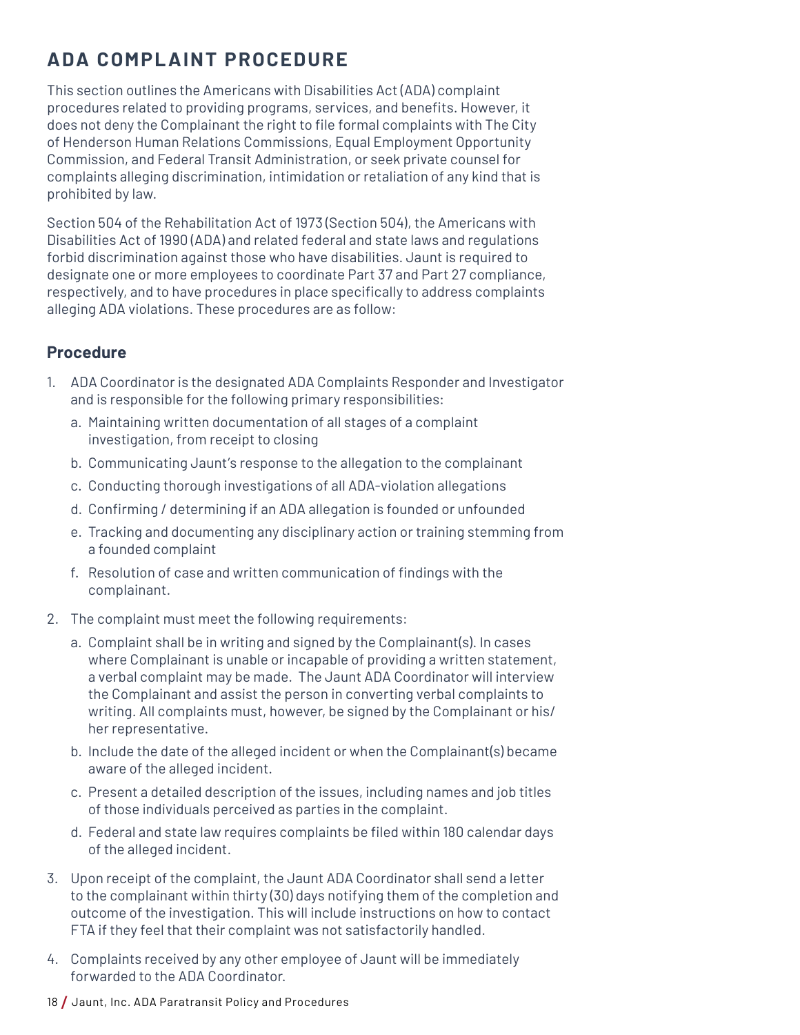## ADA COMPLAINT PROCEDURE

This section outlines the Americans with Disabilities Act (ADA) complaint procedures related to providing programs, services, and benefits. However, it does not deny the Complainant the right to file formal complaints with The City of Henderson Human Relations Commissions, Equal Employment Opportunity Commission, and Federal Transit Administration, or seek private counsel for complaints alleging discrimination, intimidation or retaliation of any kind that is prohibited by law.

Section 504 of the Rehabilitation Act of 1973 (Section 504), the Americans with Disabilities Act of 1990 (ADA) and related federal and state laws and regulations forbid discrimination against those who have disabilities. Jaunt is required to designate one or more employees to coordinate Part 37 and Part 27 compliance, respectively, and to have procedures in place specifically to address complaints alleging ADA violations. These procedures are as follow:

### Procedure

1. ADA Coordinator is the designated ADA Complaints Responder and Investigator and is responsible for the following primary responsibilities:
   a. Maintaining written documentation of all stages of a complaint investigation, from receipt to closing
   b. Communicating Jaunt's response to the allegation to the complainant
   c. Conducting thorough investigations of all ADA-violation allegations
   d. Confirming / determining if an ADA allegation is founded or unfounded
   e. Tracking and documenting any disciplinary action or training stemming from a founded complaint
   f. Resolution of case and written communication of findings with the complainant.
2. The complaint must meet the following requirements:
   a. Complaint shall be in writing and signed by the Complainant(s). In cases where Complainant is unable or incapable of providing a written statement, a verbal complaint may be made. The Jaunt ADA Coordinator will interview the Complainant and assist the person in converting verbal complaints to writing. All complaints must, however, be signed by the Complainant or his/her representative.
   b. Include the date of the alleged incident or when the Complainant(s) became aware of the alleged incident.
   c. Present a detailed description of the issues, including names and job titles of those individuals perceived as parties in the complaint.
   d. Federal and state law requires complaints be filed within 180 calendar days of the alleged incident.
3. Upon receipt of the complaint, the Jaunt ADA Coordinator shall send a letter to the complainant within thirty (30) days notifying them of the completion and outcome of the investigation. This will include instructions on how to contact FTA if they feel that their complaint was not satisfactorily handled.
4. Complaints received by any other employee of Jaunt will be immediately forwarded to the ADA Coordinator.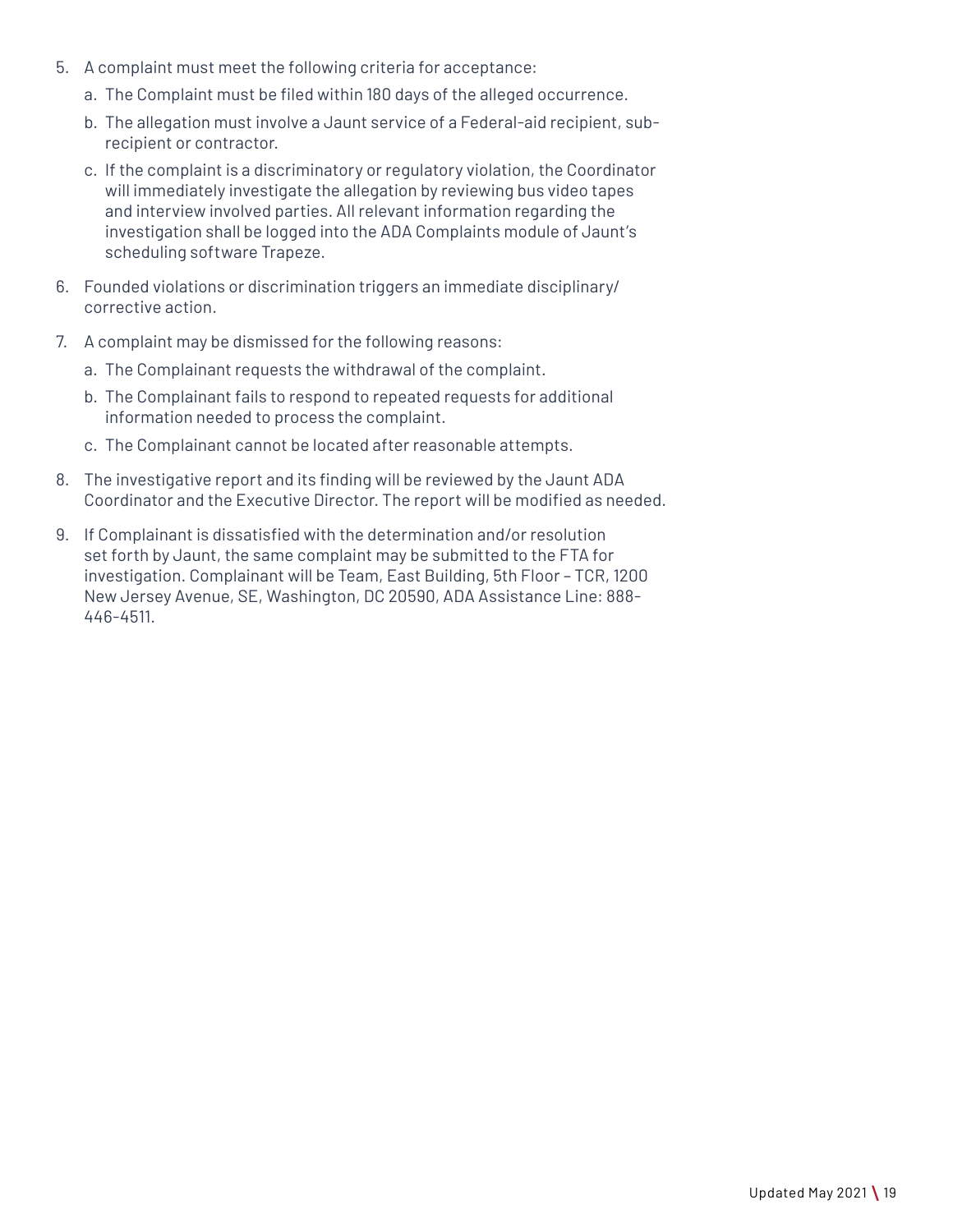5. A complaint must meet the following criteria for acceptance:
   a. The Complaint must be filed within 180 days of the alleged occurrence.
   b. The allegation must involve a Jaunt service of a Federal-aid recipient, sub-recipient or contractor.
   c. If the complaint is a discriminatory or regulatory violation, the Coordinator will immediately investigate the allegation by reviewing bus video tapes and interview involved parties. All relevant information regarding the investigation shall be logged into the ADA Complaints module of Jaunt's scheduling software Trapeze.
6. Founded violations or discrimination triggers an immediate disciplinary/ corrective action.
7. A complaint may be dismissed for the following reasons:
   a. The Complainant requests the withdrawal of the complaint.
   b. The Complainant fails to respond to repeated requests for additional information needed to process the complaint.
   c. The Complainant cannot be located after reasonable attempts.
8. The investigative report and its finding will be reviewed by the Jaunt ADA Coordinator and the Executive Director. The report will be modified as needed.
9. If Complainant is dissatisfied with the determination and/or resolution set forth by Jaunt, the same complaint may be submitted to the FTA for investigation. Complainant will be Team, East Building, 5th Floor – TCR, 1200 New Jersey Avenue, SE, Washington, DC 20590, ADA Assistance Line: 888-446-4511.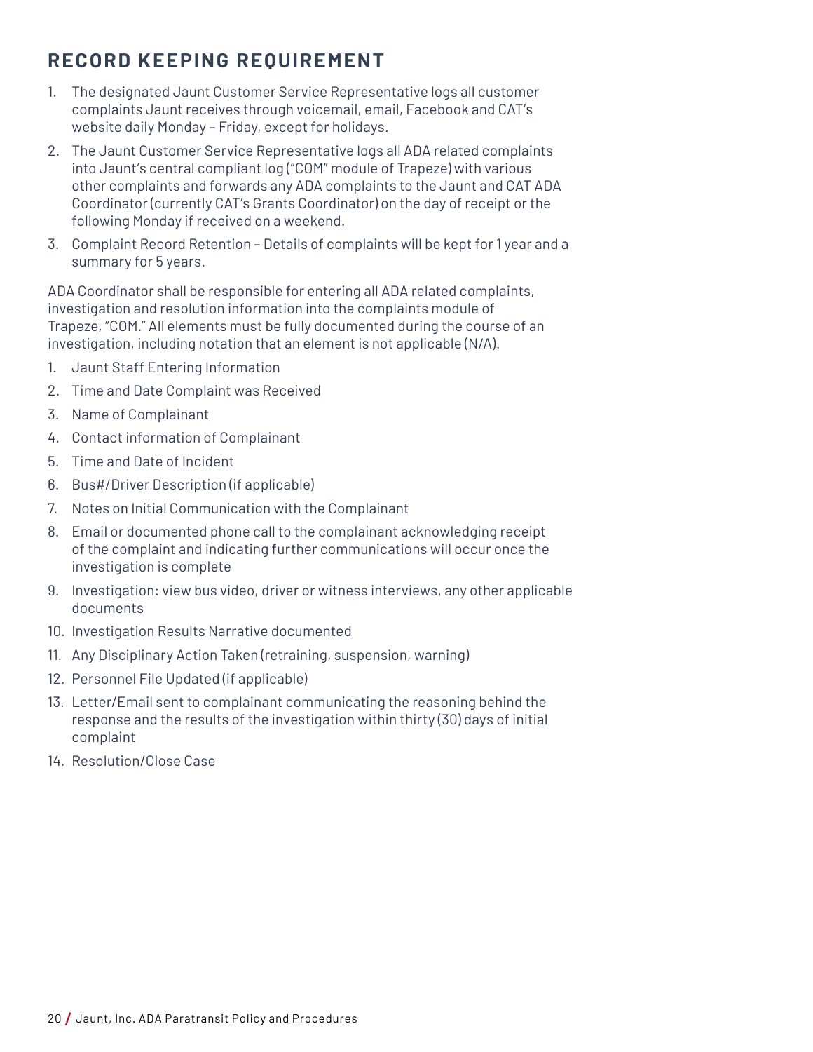## RECORD KEEPING REQUIREMENT

1. The designated Jaunt Customer Service Representative logs all customer complaints Jaunt receives through voicemail, email, Facebook and CAT's website daily Monday – Friday, except for holidays.
2. The Jaunt Customer Service Representative logs all ADA related complaints into Jaunt's central compliant log ("COM" module of Trapeze) with various other complaints and forwards any ADA complaints to the Jaunt and CAT ADA Coordinator (currently CAT's Grants Coordinator) on the day of receipt or the following Monday if received on a weekend.
3. Complaint Record Retention – Details of complaints will be kept for 1 year and a summary for 5 years.

ADA Coordinator shall be responsible for entering all ADA related complaints, investigation and resolution information into the complaints module of Trapeze, "COM." All elements must be fully documented during the course of an investigation, including notation that an element is not applicable (N/A).

1. Jaunt Staff Entering Information
2. Time and Date Complaint was Received
3. Name of Complainant
4. Contact information of Complainant
5. Time and Date of Incident
6. Bus#/Driver Description (if applicable)
7. Notes on Initial Communication with the Complainant
8. Email or documented phone call to the complainant acknowledging receipt of the complaint and indicating further communications will occur once the investigation is complete
9. Investigation: view bus video, driver or witness interviews, any other applicable documents
10. Investigation Results Narrative documented
11. Any Disciplinary Action Taken (retraining, suspension, warning)
12. Personnel File Updated (if applicable)
13. Letter/Email sent to complainant communicating the reasoning behind the response and the results of the investigation within thirty (30) days of initial complaint
14. Resolution/Close Case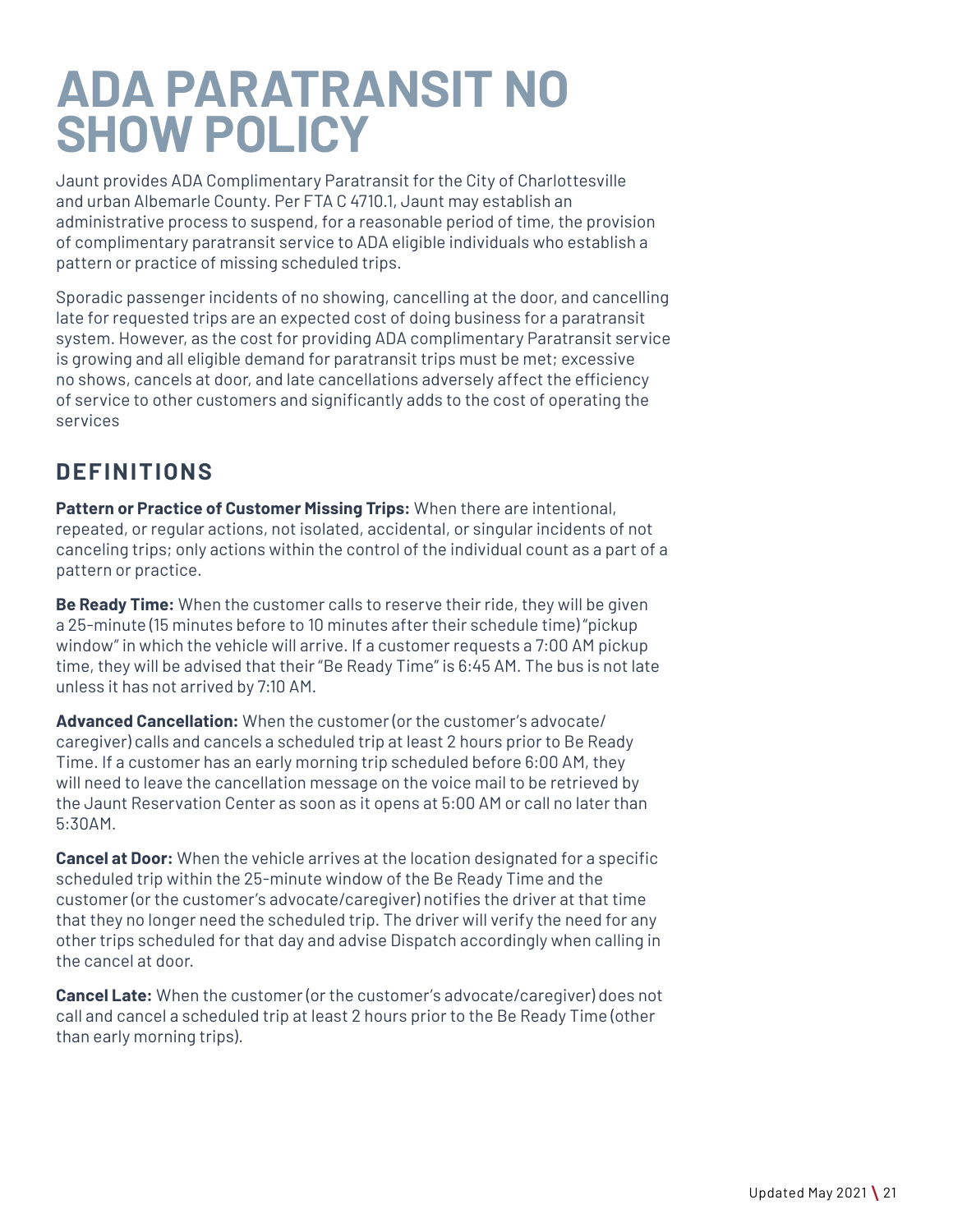# ADA PARATRANSIT NO SHOW POLICY

Jaunt provides ADA Complimentary Paratransit for the City of Charlottesville and urban Albemarle County. Per FTA C 4710.1, Jaunt may establish an administrative process to suspend, for a reasonable period of time, the provision of complimentary paratransit service to ADA eligible individuals who establish a pattern or practice of missing scheduled trips.

Sporadic passenger incidents of no showing, cancelling at the door, and cancelling late for requested trips are an expected cost of doing business for a paratransit system. However, as the cost for providing ADA complimentary Paratransit service is growing and all eligible demand for paratransit trips must be met; excessive no shows, cancels at door, and late cancellations adversely affect the efficiency of service to other customers and significantly adds to the cost of operating the services

## DEFINITIONS

**Pattern or Practice of Customer Missing Trips:** When there are intentional, repeated, or regular actions, not isolated, accidental, or singular incidents of not canceling trips; only actions within the control of the individual count as a part of a pattern or practice.

**Be Ready Time:** When the customer calls to reserve their ride, they will be given a 25-minute (15 minutes before to 10 minutes after their schedule time) "pickup window" in which the vehicle will arrive. If a customer requests a 7:00 AM pickup time, they will be advised that their "Be Ready Time" is 6:45 AM. The bus is not late unless it has not arrived by 7:10 AM.

**Advanced Cancellation:** When the customer (or the customer's advocate/ caregiver) calls and cancels a scheduled trip at least 2 hours prior to Be Ready Time. If a customer has an early morning trip scheduled before 6:00 AM, they will need to leave the cancellation message on the voice mail to be retrieved by the Jaunt Reservation Center as soon as it opens at 5:00 AM or call no later than 5:30AM.

**Cancel at Door:** When the vehicle arrives at the location designated for a specific scheduled trip within the 25-minute window of the Be Ready Time and the customer (or the customer's advocate/caregiver) notifies the driver at that time that they no longer need the scheduled trip. The driver will verify the need for any other trips scheduled for that day and advise Dispatch accordingly when calling in the cancel at door.

**Cancel Late:** When the customer (or the customer's advocate/caregiver) does not call and cancel a scheduled trip at least 2 hours prior to the Be Ready Time (other than early morning trips).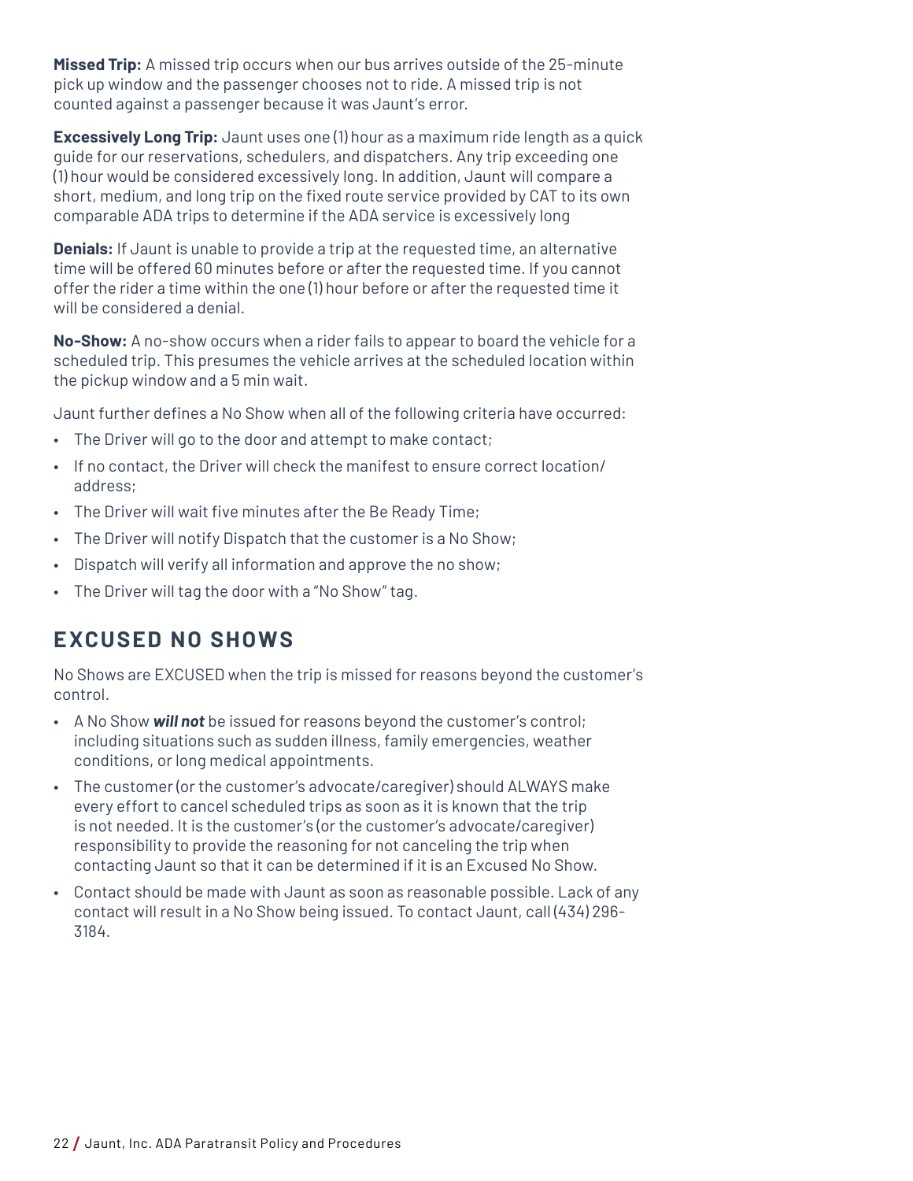**Missed Trip:** A missed trip occurs when our bus arrives outside of the 25-minute pick up window and the passenger chooses not to ride. A missed trip is not counted against a passenger because it was Jaunt's error.

**Excessively Long Trip:** Jaunt uses one (1) hour as a maximum ride length as a quick guide for our reservations, schedulers, and dispatchers. Any trip exceeding one (1) hour would be considered excessively long. In addition, Jaunt will compare a short, medium, and long trip on the fixed route service provided by CAT to its own comparable ADA trips to determine if the ADA service is excessively long

**Denials:** If Jaunt is unable to provide a trip at the requested time, an alternative time will be offered 60 minutes before or after the requested time. If you cannot offer the rider a time within the one (1) hour before or after the requested time it will be considered a denial.

**No-Show:** A no-show occurs when a rider fails to appear to board the vehicle for a scheduled trip. This presumes the vehicle arrives at the scheduled location within the pickup window and a 5 min wait.

Jaunt further defines a No Show when all of the following criteria have occurred:

- The Driver will go to the door and attempt to make contact;
- If no contact, the Driver will check the manifest to ensure correct location/ address;
- The Driver will wait five minutes after the Be Ready Time;
- The Driver will notify Dispatch that the customer is a No Show;
- Dispatch will verify all information and approve the no show;
- The Driver will tag the door with a "No Show" tag.

## EXCUSED NO SHOWS

No Shows are EXCUSED when the trip is missed for reasons beyond the customer's control.

- A No Show ***will not*** be issued for reasons beyond the customer's control; including situations such as sudden illness, family emergencies, weather conditions, or long medical appointments.
- The customer (or the customer's advocate/caregiver) should ALWAYS make every effort to cancel scheduled trips as soon as it is known that the trip is not needed. It is the customer's (or the customer's advocate/caregiver) responsibility to provide the reasoning for not canceling the trip when contacting Jaunt so that it can be determined if it is an Excused No Show.
- Contact should be made with Jaunt as soon as reasonable possible. Lack of any contact will result in a No Show being issued. To contact Jaunt, call (434) 296-3184.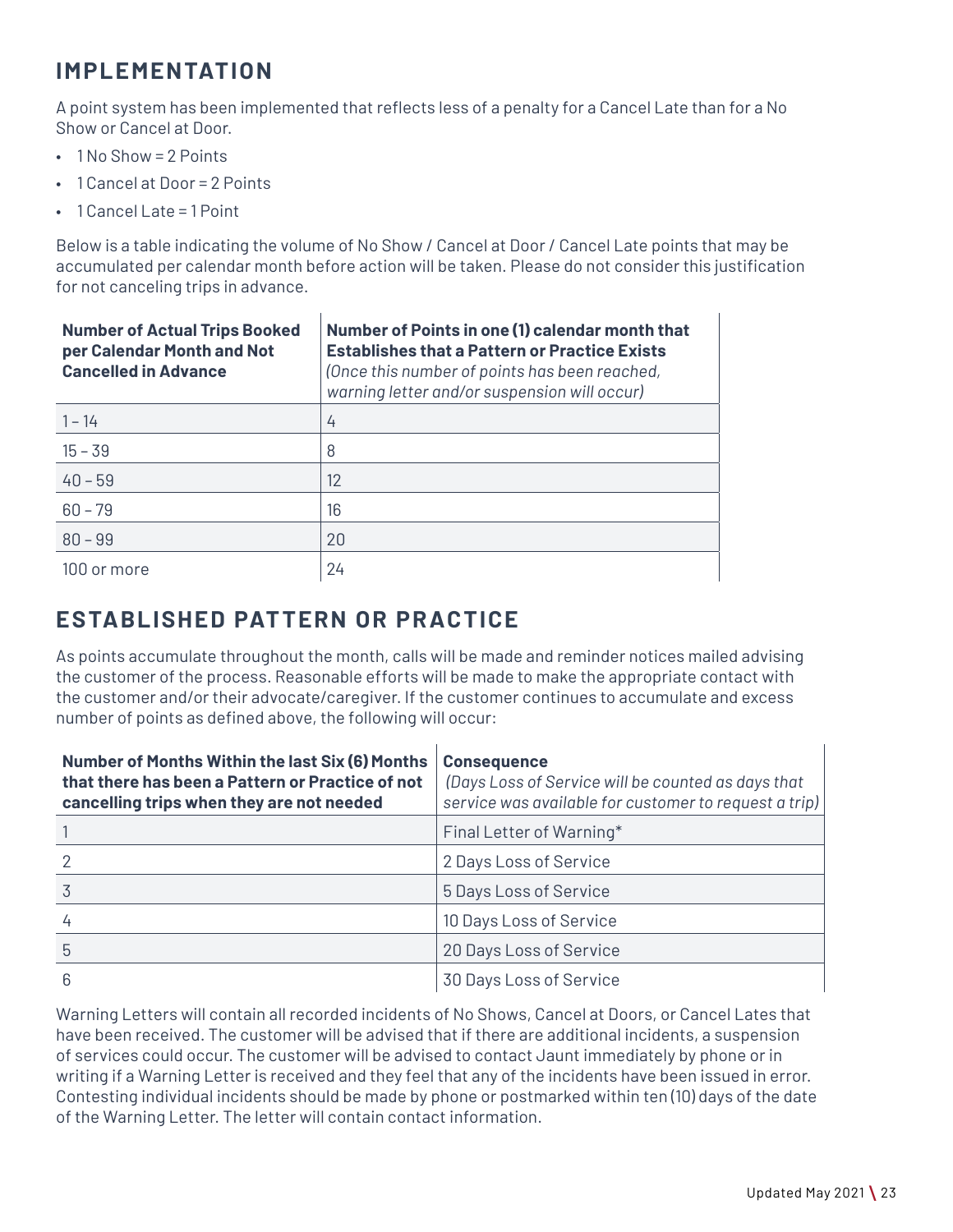## IMPLEMENTATION

A point system has been implemented that reflects less of a penalty for a Cancel Late than for a No Show or Cancel at Door.

- 1 No Show = 2 Points
- 1 Cancel at Door = 2 Points
- 1 Cancel Late = 1 Point

Below is a table indicating the volume of No Show / Cancel at Door / Cancel Late points that may be accumulated per calendar month before action will be taken. Please do not consider this justification for not canceling trips in advance.

| **Number of Actual Trips Booked per Calendar Month and Not Cancelled in Advance** | **Number of Points in one (1) calendar month that Establishes that a Pattern or Practice Exists** *(Once this number of points has been reached, warning letter and/or suspension will occur)* |
|---|---|
| 1 – 14 | 4 |
| 15 – 39 | 8 |
| 40 – 59 | 12 |
| 60 – 79 | 16 |
| 80 – 99 | 20 |
| 100 or more | 24 |

## ESTABLISHED PATTERN OR PRACTICE

As points accumulate throughout the month, calls will be made and reminder notices mailed advising the customer of the process. Reasonable efforts will be made to make the appropriate contact with the customer and/or their advocate/caregiver. If the customer continues to accumulate and excess number of points as defined above, the following will occur:

| **Number of Months Within the last Six (6) Months that there has been a Pattern or Practice of not cancelling trips when they are not needed** | **Consequence** *(Days Loss of Service will be counted as days that service was available for customer to request a trip)* |
|---|---|
| 1 | Final Letter of Warning* |
| 2 | 2 Days Loss of Service |
| 3 | 5 Days Loss of Service |
| 4 | 10 Days Loss of Service |
| 5 | 20 Days Loss of Service |
| 6 | 30 Days Loss of Service |

Warning Letters will contain all recorded incidents of No Shows, Cancel at Doors, or Cancel Lates that have been received. The customer will be advised that if there are additional incidents, a suspension of services could occur. The customer will be advised to contact Jaunt immediately by phone or in writing if a Warning Letter is received and they feel that any of the incidents have been issued in error. Contesting individual incidents should be made by phone or postmarked within ten (10) days of the date of the Warning Letter. The letter will contain contact information.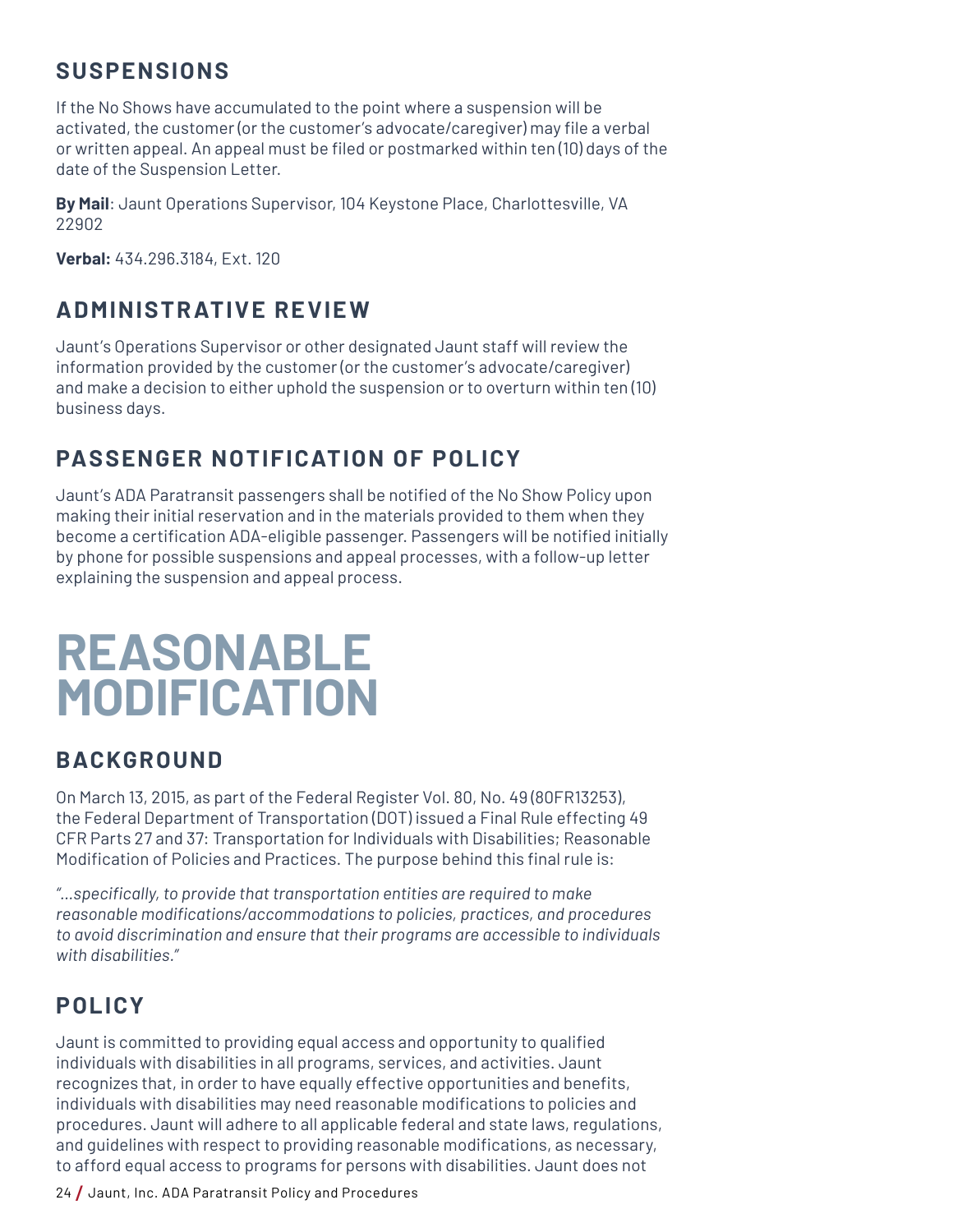## SUSPENSIONS

If the No Shows have accumulated to the point where a suspension will be activated, the customer (or the customer's advocate/caregiver) may file a verbal or written appeal. An appeal must be filed or postmarked within ten (10) days of the date of the Suspension Letter.

**By Mail**: Jaunt Operations Supervisor, 104 Keystone Place, Charlottesville, VA 22902

**Verbal:** 434.296.3184, Ext. 120

## ADMINISTRATIVE REVIEW

Jaunt's Operations Supervisor or other designated Jaunt staff will review the information provided by the customer (or the customer's advocate/caregiver) and make a decision to either uphold the suspension or to overturn within ten (10) business days.

## PASSENGER NOTIFICATION OF POLICY

Jaunt's ADA Paratransit passengers shall be notified of the No Show Policy upon making their initial reservation and in the materials provided to them when they become a certification ADA-eligible passenger. Passengers will be notified initially by phone for possible suspensions and appeal processes, with a follow-up letter explaining the suspension and appeal process.

# REASONABLE MODIFICATION

## BACKGROUND

On March 13, 2015, as part of the Federal Register Vol. 80, No. 49 (80FR13253), the Federal Department of Transportation (DOT) issued a Final Rule effecting 49 CFR Parts 27 and 37: Transportation for Individuals with Disabilities; Reasonable Modification of Policies and Practices. The purpose behind this final rule is:

*"...specifically, to provide that transportation entities are required to make reasonable modifications/accommodations to policies, practices, and procedures to avoid discrimination and ensure that their programs are accessible to individuals with disabilities."*

## POLICY

Jaunt is committed to providing equal access and opportunity to qualified individuals with disabilities in all programs, services, and activities. Jaunt recognizes that, in order to have equally effective opportunities and benefits, individuals with disabilities may need reasonable modifications to policies and procedures. Jaunt will adhere to all applicable federal and state laws, regulations, and guidelines with respect to providing reasonable modifications, as necessary, to afford equal access to programs for persons with disabilities. Jaunt does not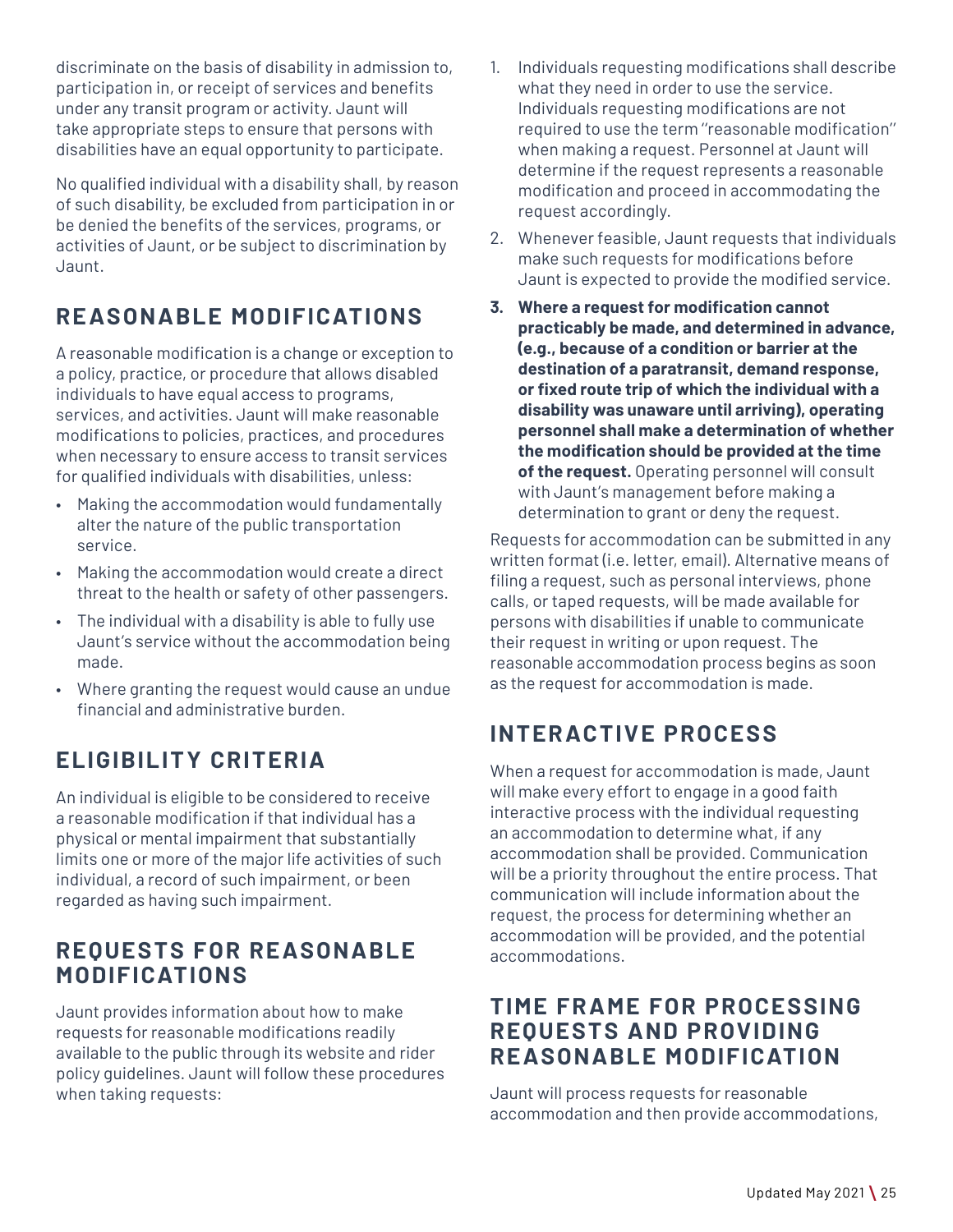discriminate on the basis of disability in admission to, participation in, or receipt of services and benefits under any transit program or activity. Jaunt will take appropriate steps to ensure that persons with disabilities have an equal opportunity to participate.

No qualified individual with a disability shall, by reason of such disability, be excluded from participation in or be denied the benefits of the services, programs, or activities of Jaunt, or be subject to discrimination by Jaunt.

## REASONABLE MODIFICATIONS

A reasonable modification is a change or exception to a policy, practice, or procedure that allows disabled individuals to have equal access to programs, services, and activities. Jaunt will make reasonable modifications to policies, practices, and procedures when necessary to ensure access to transit services for qualified individuals with disabilities, unless:

- Making the accommodation would fundamentally alter the nature of the public transportation service.
- Making the accommodation would create a direct threat to the health or safety of other passengers.
- The individual with a disability is able to fully use Jaunt's service without the accommodation being made.
- Where granting the request would cause an undue financial and administrative burden.

## ELIGIBILITY CRITERIA

An individual is eligible to be considered to receive a reasonable modification if that individual has a physical or mental impairment that substantially limits one or more of the major life activities of such individual, a record of such impairment, or been regarded as having such impairment.

## REQUESTS FOR REASONABLE MODIFICATIONS

Jaunt provides information about how to make requests for reasonable modifications readily available to the public through its website and rider policy guidelines. Jaunt will follow these procedures when taking requests:

1. Individuals requesting modifications shall describe what they need in order to use the service. Individuals requesting modifications are not required to use the term "reasonable modification" when making a request. Personnel at Jaunt will determine if the request represents a reasonable modification and proceed in accommodating the request accordingly.
2. Whenever feasible, Jaunt requests that individuals make such requests for modifications before Jaunt is expected to provide the modified service.
3. **Where a request for modification cannot practicably be made, and determined in advance, (e.g., because of a condition or barrier at the destination of a paratransit, demand response, or fixed route trip of which the individual with a disability was unaware until arriving), operating personnel shall make a determination of whether the modification should be provided at the time of the request.** Operating personnel will consult with Jaunt's management before making a determination to grant or deny the request.

Requests for accommodation can be submitted in any written format (i.e. letter, email). Alternative means of filing a request, such as personal interviews, phone calls, or taped requests, will be made available for persons with disabilities if unable to communicate their request in writing or upon request. The reasonable accommodation process begins as soon as the request for accommodation is made.

## INTERACTIVE PROCESS

When a request for accommodation is made, Jaunt will make every effort to engage in a good faith interactive process with the individual requesting an accommodation to determine what, if any accommodation shall be provided. Communication will be a priority throughout the entire process. That communication will include information about the request, the process for determining whether an accommodation will be provided, and the potential accommodations.

## TIME FRAME FOR PROCESSING REQUESTS AND PROVIDING REASONABLE MODIFICATION

Jaunt will process requests for reasonable accommodation and then provide accommodations,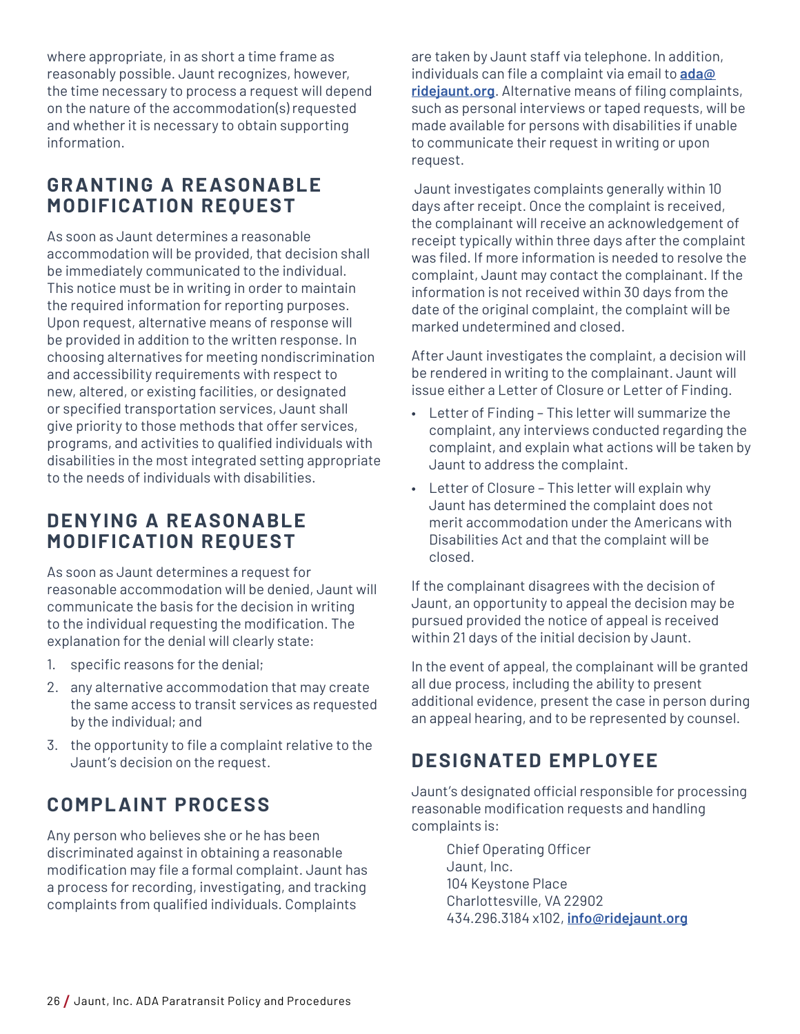where appropriate, in as short a time frame as reasonably possible. Jaunt recognizes, however, the time necessary to process a request will depend on the nature of the accommodation(s) requested and whether it is necessary to obtain supporting information.

## GRANTING A REASONABLE MODIFICATION REQUEST

As soon as Jaunt determines a reasonable accommodation will be provided, that decision shall be immediately communicated to the individual. This notice must be in writing in order to maintain the required information for reporting purposes. Upon request, alternative means of response will be provided in addition to the written response. In choosing alternatives for meeting nondiscrimination and accessibility requirements with respect to new, altered, or existing facilities, or designated or specified transportation services, Jaunt shall give priority to those methods that offer services, programs, and activities to qualified individuals with disabilities in the most integrated setting appropriate to the needs of individuals with disabilities.

## DENYING A REASONABLE MODIFICATION REQUEST

As soon as Jaunt determines a request for reasonable accommodation will be denied, Jaunt will communicate the basis for the decision in writing to the individual requesting the modification. The explanation for the denial will clearly state:

1. specific reasons for the denial;
2. any alternative accommodation that may create the same access to transit services as requested by the individual; and
3. the opportunity to file a complaint relative to the Jaunt's decision on the request.

## COMPLAINT PROCESS

Any person who believes she or he has been discriminated against in obtaining a reasonable modification may file a formal complaint. Jaunt has a process for recording, investigating, and tracking complaints from qualified individuals. Complaints are taken by Jaunt staff via telephone. In addition, individuals can file a complaint via email to **ada@ridejaunt.org**. Alternative means of filing complaints, such as personal interviews or taped requests, will be made available for persons with disabilities if unable to communicate their request in writing or upon request.

Jaunt investigates complaints generally within 10 days after receipt. Once the complaint is received, the complainant will receive an acknowledgement of receipt typically within three days after the complaint was filed. If more information is needed to resolve the complaint, Jaunt may contact the complainant. If the information is not received within 30 days from the date of the original complaint, the complaint will be marked undetermined and closed.

After Jaunt investigates the complaint, a decision will be rendered in writing to the complainant. Jaunt will issue either a Letter of Closure or Letter of Finding.

- Letter of Finding – This letter will summarize the complaint, any interviews conducted regarding the complaint, and explain what actions will be taken by Jaunt to address the complaint.
- Letter of Closure – This letter will explain why Jaunt has determined the complaint does not merit accommodation under the Americans with Disabilities Act and that the complaint will be closed.

If the complainant disagrees with the decision of Jaunt, an opportunity to appeal the decision may be pursued provided the notice of appeal is received within 21 days of the initial decision by Jaunt.

In the event of appeal, the complainant will be granted all due process, including the ability to present additional evidence, present the case in person during an appeal hearing, and to be represented by counsel.

## DESIGNATED EMPLOYEE

Jaunt's designated official responsible for processing reasonable modification requests and handling complaints is:

Chief Operating Officer
Jaunt, Inc.
104 Keystone Place
Charlottesville, VA 22902
434.296.3184 x102, **info@ridejaunt.org**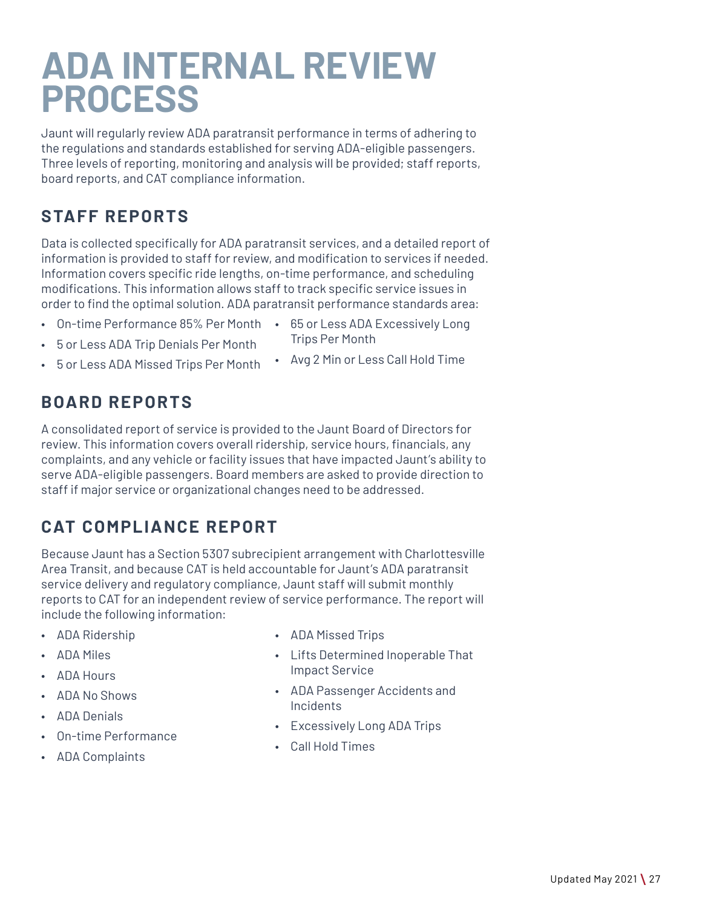# ADA INTERNAL REVIEW PROCESS

Jaunt will regularly review ADA paratransit performance in terms of adhering to the regulations and standards established for serving ADA-eligible passengers. Three levels of reporting, monitoring and analysis will be provided; staff reports, board reports, and CAT compliance information.

## STAFF REPORTS

Data is collected specifically for ADA paratransit services, and a detailed report of information is provided to staff for review, and modification to services if needed. Information covers specific ride lengths, on-time performance, and scheduling modifications. This information allows staff to track specific service issues in order to find the optimal solution. ADA paratransit performance standards area:

- On-time Performance 85% Per Month
- 5 or Less ADA Trip Denials Per Month
- 5 or Less ADA Missed Trips Per Month
- 65 or Less ADA Excessively Long Trips Per Month
- Avg 2 Min or Less Call Hold Time

## BOARD REPORTS

A consolidated report of service is provided to the Jaunt Board of Directors for review. This information covers overall ridership, service hours, financials, any complaints, and any vehicle or facility issues that have impacted Jaunt's ability to serve ADA-eligible passengers. Board members are asked to provide direction to staff if major service or organizational changes need to be addressed.

## CAT COMPLIANCE REPORT

Because Jaunt has a Section 5307 subrecipient arrangement with Charlottesville Area Transit, and because CAT is held accountable for Jaunt's ADA paratransit service delivery and regulatory compliance, Jaunt staff will submit monthly reports to CAT for an independent review of service performance. The report will include the following information:

- ADA Ridership
- ADA Miles
- ADA Hours
- ADA No Shows
- ADA Denials
- On-time Performance
- ADA Complaints
- ADA Missed Trips
- Lifts Determined Inoperable That Impact Service
- ADA Passenger Accidents and Incidents
- Excessively Long ADA Trips
- Call Hold Times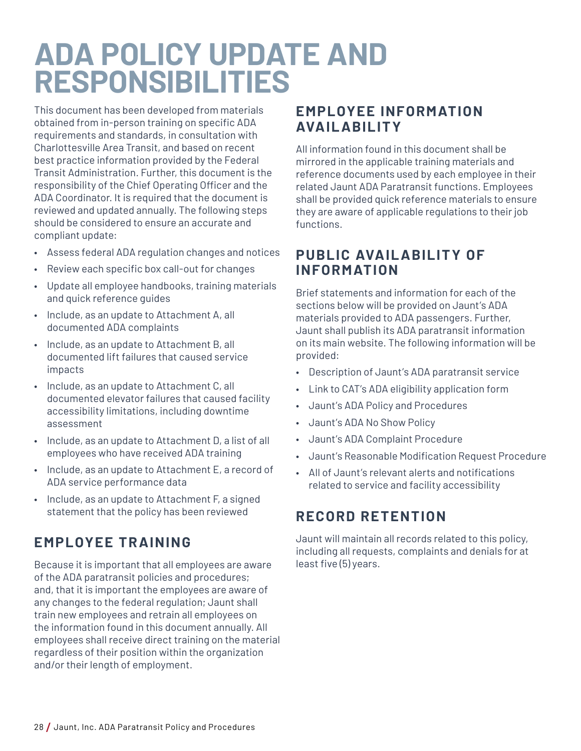# ADA POLICY UPDATE AND RESPONSIBILITIES

This document has been developed from materials obtained from in-person training on specific ADA requirements and standards, in consultation with Charlottesville Area Transit, and based on recent best practice information provided by the Federal Transit Administration. Further, this document is the responsibility of the Chief Operating Officer and the ADA Coordinator. It is required that the document is reviewed and updated annually. The following steps should be considered to ensure an accurate and compliant update:

- Assess federal ADA regulation changes and notices
- Review each specific box call-out for changes
- Update all employee handbooks, training materials and quick reference guides
- Include, as an update to Attachment A, all documented ADA complaints
- Include, as an update to Attachment B, all documented lift failures that caused service impacts
- Include, as an update to Attachment C, all documented elevator failures that caused facility accessibility limitations, including downtime assessment
- Include, as an update to Attachment D, a list of all employees who have received ADA training
- Include, as an update to Attachment E, a record of ADA service performance data
- Include, as an update to Attachment F, a signed statement that the policy has been reviewed

## EMPLOYEE TRAINING

Because it is important that all employees are aware of the ADA paratransit policies and procedures; and, that it is important the employees are aware of any changes to the federal regulation; Jaunt shall train new employees and retrain all employees on the information found in this document annually. All employees shall receive direct training on the material regardless of their position within the organization and/or their length of employment.

## EMPLOYEE INFORMATION AVAILABILITY

All information found in this document shall be mirrored in the applicable training materials and reference documents used by each employee in their related Jaunt ADA Paratransit functions. Employees shall be provided quick reference materials to ensure they are aware of applicable regulations to their job functions.

## PUBLIC AVAILABILITY OF INFORMATION

Brief statements and information for each of the sections below will be provided on Jaunt's ADA materials provided to ADA passengers. Further, Jaunt shall publish its ADA paratransit information on its main website. The following information will be provided:

- Description of Jaunt's ADA paratransit service
- Link to CAT's ADA eligibility application form
- Jaunt's ADA Policy and Procedures
- Jaunt's ADA No Show Policy
- Jaunt's ADA Complaint Procedure
- Jaunt's Reasonable Modification Request Procedure
- All of Jaunt's relevant alerts and notifications related to service and facility accessibility

## RECORD RETENTION

Jaunt will maintain all records related to this policy, including all requests, complaints and denials for at least five (5) years.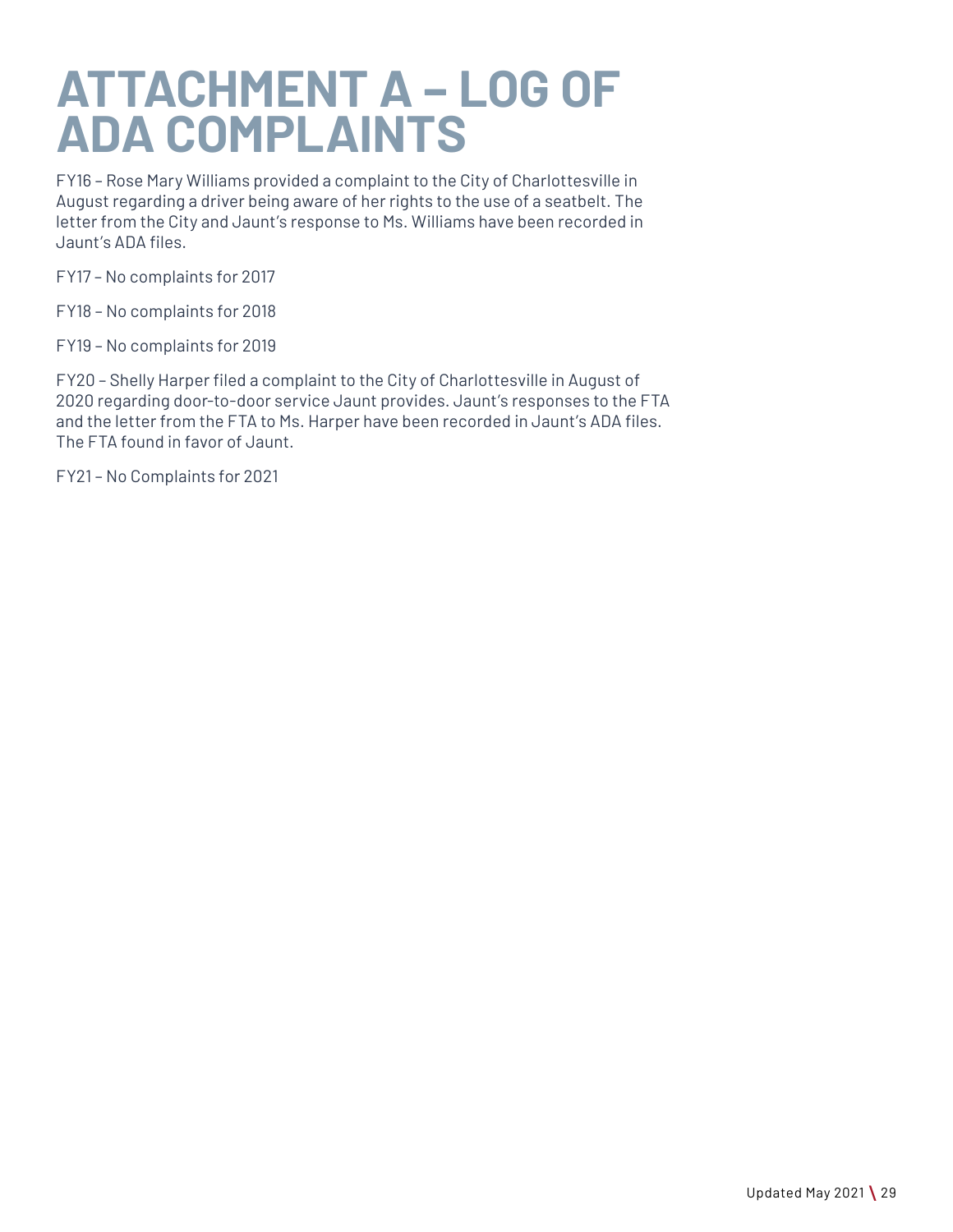# ATTACHMENT A – LOG OF ADA COMPLAINTS

FY16 – Rose Mary Williams provided a complaint to the City of Charlottesville in August regarding a driver being aware of her rights to the use of a seatbelt. The letter from the City and Jaunt's response to Ms. Williams have been recorded in Jaunt's ADA files.

FY17 – No complaints for 2017

FY18 – No complaints for 2018

FY19 – No complaints for 2019

FY20 – Shelly Harper filed a complaint to the City of Charlottesville in August of 2020 regarding door-to-door service Jaunt provides. Jaunt's responses to the FTA and the letter from the FTA to Ms. Harper have been recorded in Jaunt's ADA files. The FTA found in favor of Jaunt.

FY21 – No Complaints for 2021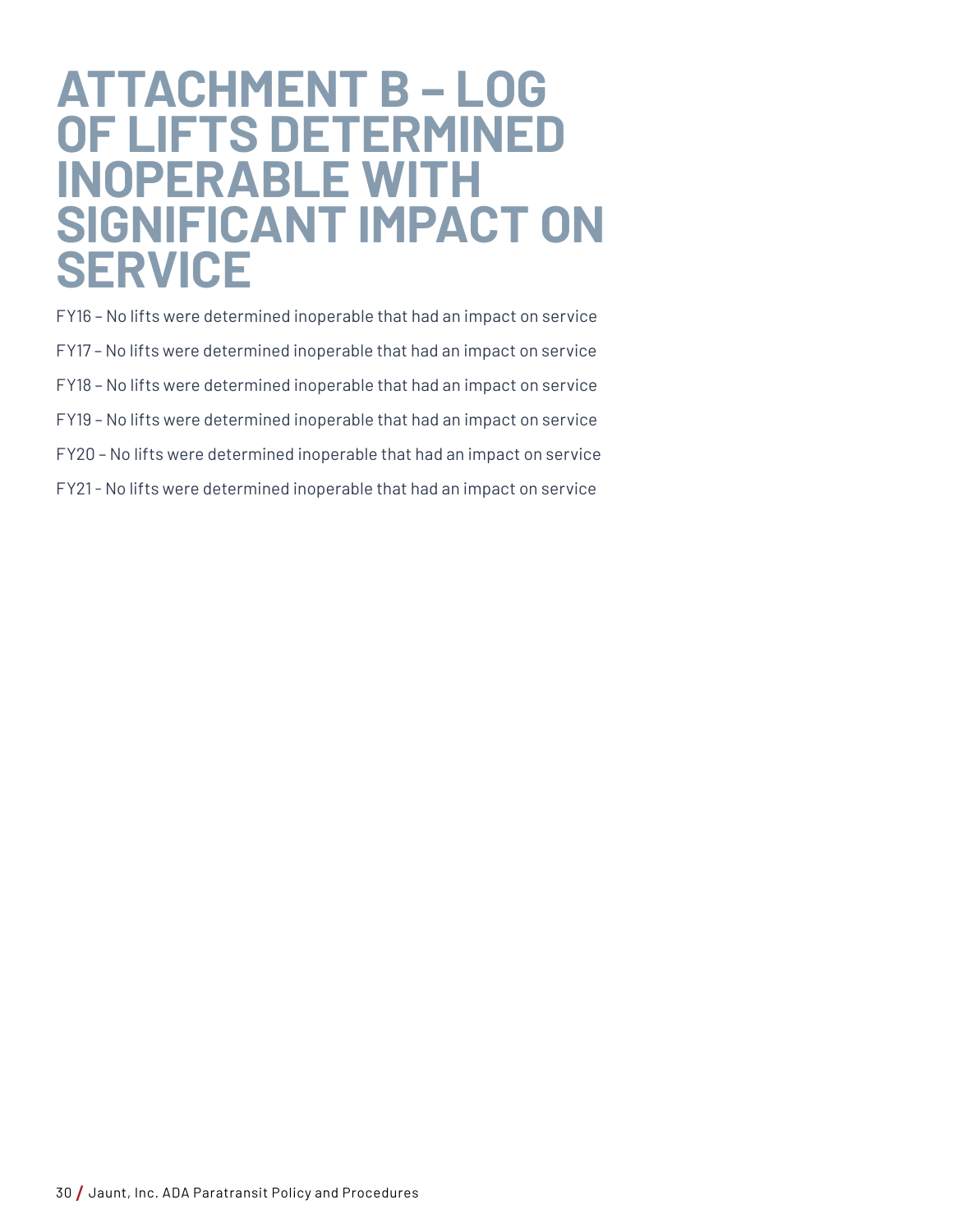# ATTACHMENT B – LOG OF LIFTS DETERMINED INOPERABLE WITH SIGNIFICANT IMPACT ON SERVICE

FY16 – No lifts were determined inoperable that had an impact on service

FY17 – No lifts were determined inoperable that had an impact on service

FY18 – No lifts were determined inoperable that had an impact on service

FY19 – No lifts were determined inoperable that had an impact on service

FY20 – No lifts were determined inoperable that had an impact on service

FY21 - No lifts were determined inoperable that had an impact on service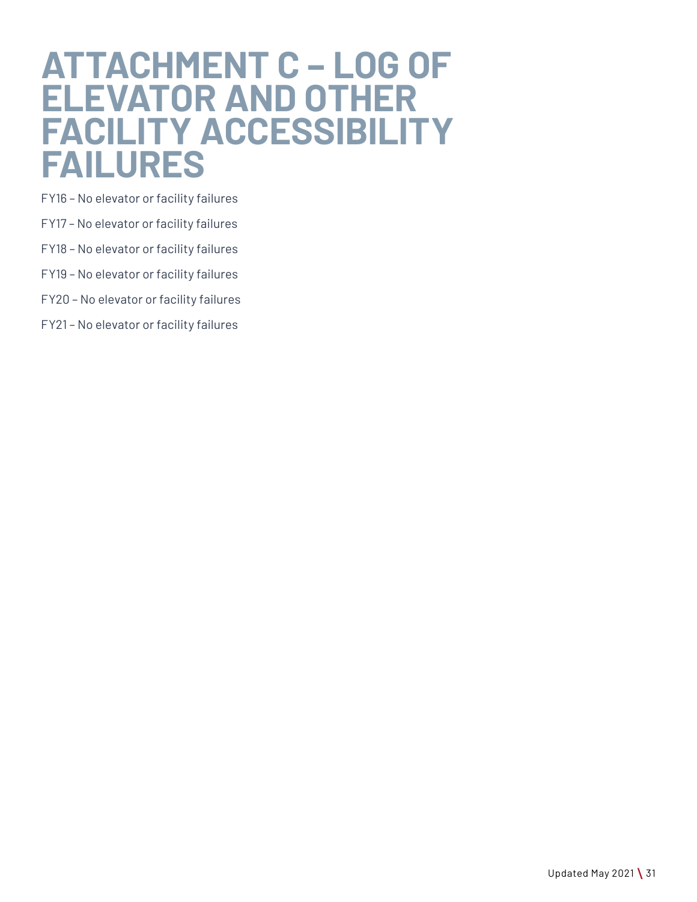# ATTACHMENT C – LOG OF ELEVATOR AND OTHER FACILITY ACCESSIBILITY FAILURES

FY16 – No elevator or facility failures

FY17 – No elevator or facility failures

FY18 – No elevator or facility failures

FY19 – No elevator or facility failures

FY20 – No elevator or facility failures

FY21 – No elevator or facility failures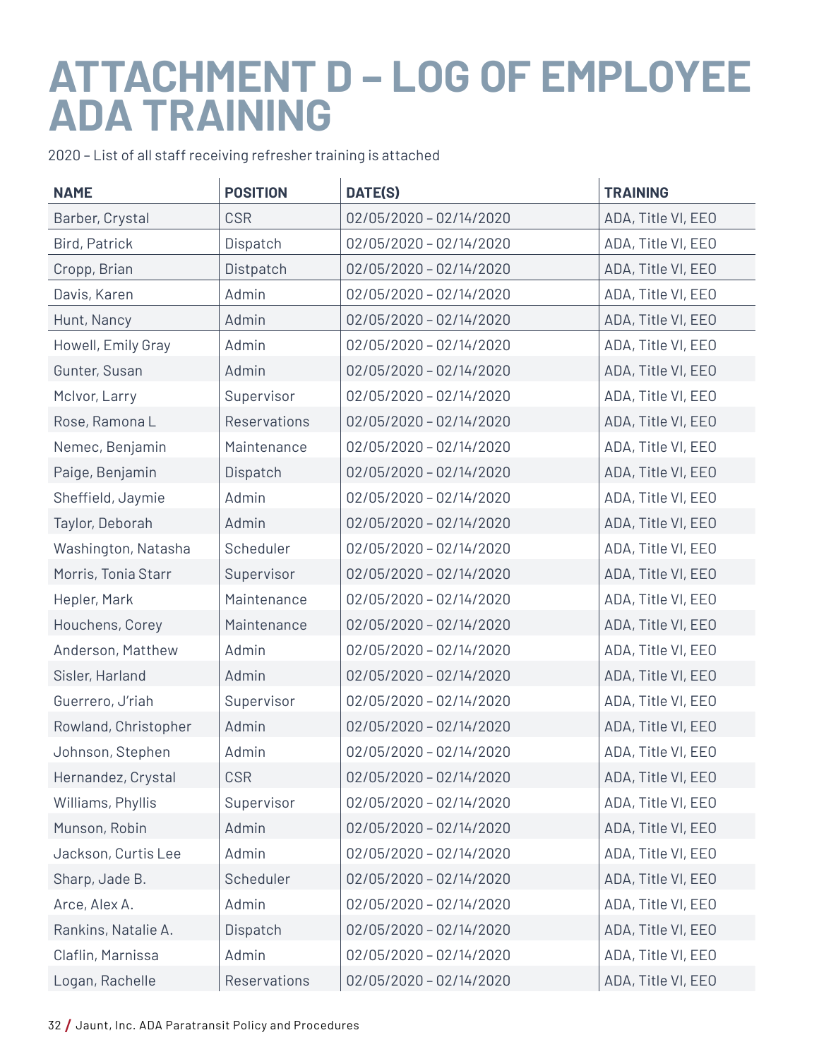# ATTACHMENT D – LOG OF EMPLOYEE ADA TRAINING

2020 – List of all staff receiving refresher training is attached

| NAME | POSITION | DATE(S) | TRAINING |
|---|---|---|---|
| Barber, Crystal | CSR | 02/05/2020 – 02/14/2020 | ADA, Title VI, EEO |
| Bird, Patrick | Dispatch | 02/05/2020 – 02/14/2020 | ADA, Title VI, EEO |
| Cropp, Brian | Distpatch | 02/05/2020 – 02/14/2020 | ADA, Title VI, EEO |
| Davis, Karen | Admin | 02/05/2020 – 02/14/2020 | ADA, Title VI, EEO |
| Hunt, Nancy | Admin | 02/05/2020 – 02/14/2020 | ADA, Title VI, EEO |
| Howell, Emily Gray | Admin | 02/05/2020 – 02/14/2020 | ADA, Title VI, EEO |
| Gunter, Susan | Admin | 02/05/2020 – 02/14/2020 | ADA, Title VI, EEO |
| McIvor, Larry | Supervisor | 02/05/2020 – 02/14/2020 | ADA, Title VI, EEO |
| Rose, Ramona L | Reservations | 02/05/2020 – 02/14/2020 | ADA, Title VI, EEO |
| Nemec, Benjamin | Maintenance | 02/05/2020 – 02/14/2020 | ADA, Title VI, EEO |
| Paige, Benjamin | Dispatch | 02/05/2020 – 02/14/2020 | ADA, Title VI, EEO |
| Sheffield, Jaymie | Admin | 02/05/2020 – 02/14/2020 | ADA, Title VI, EEO |
| Taylor, Deborah | Admin | 02/05/2020 – 02/14/2020 | ADA, Title VI, EEO |
| Washington, Natasha | Scheduler | 02/05/2020 – 02/14/2020 | ADA, Title VI, EEO |
| Morris, Tonia Starr | Supervisor | 02/05/2020 – 02/14/2020 | ADA, Title VI, EEO |
| Hepler, Mark | Maintenance | 02/05/2020 – 02/14/2020 | ADA, Title VI, EEO |
| Houchens, Corey | Maintenance | 02/05/2020 – 02/14/2020 | ADA, Title VI, EEO |
| Anderson, Matthew | Admin | 02/05/2020 – 02/14/2020 | ADA, Title VI, EEO |
| Sisler, Harland | Admin | 02/05/2020 – 02/14/2020 | ADA, Title VI, EEO |
| Guerrero, J'riah | Supervisor | 02/05/2020 – 02/14/2020 | ADA, Title VI, EEO |
| Rowland, Christopher | Admin | 02/05/2020 – 02/14/2020 | ADA, Title VI, EEO |
| Johnson, Stephen | Admin | 02/05/2020 – 02/14/2020 | ADA, Title VI, EEO |
| Hernandez, Crystal | CSR | 02/05/2020 – 02/14/2020 | ADA, Title VI, EEO |
| Williams, Phyllis | Supervisor | 02/05/2020 – 02/14/2020 | ADA, Title VI, EEO |
| Munson, Robin | Admin | 02/05/2020 – 02/14/2020 | ADA, Title VI, EEO |
| Jackson, Curtis Lee | Admin | 02/05/2020 – 02/14/2020 | ADA, Title VI, EEO |
| Sharp, Jade B. | Scheduler | 02/05/2020 – 02/14/2020 | ADA, Title VI, EEO |
| Arce, Alex A. | Admin | 02/05/2020 – 02/14/2020 | ADA, Title VI, EEO |
| Rankins, Natalie A. | Dispatch | 02/05/2020 – 02/14/2020 | ADA, Title VI, EEO |
| Claflin, Marnissa | Admin | 02/05/2020 – 02/14/2020 | ADA, Title VI, EEO |
| Logan, Rachelle | Reservations | 02/05/2020 – 02/14/2020 | ADA, Title VI, EEO |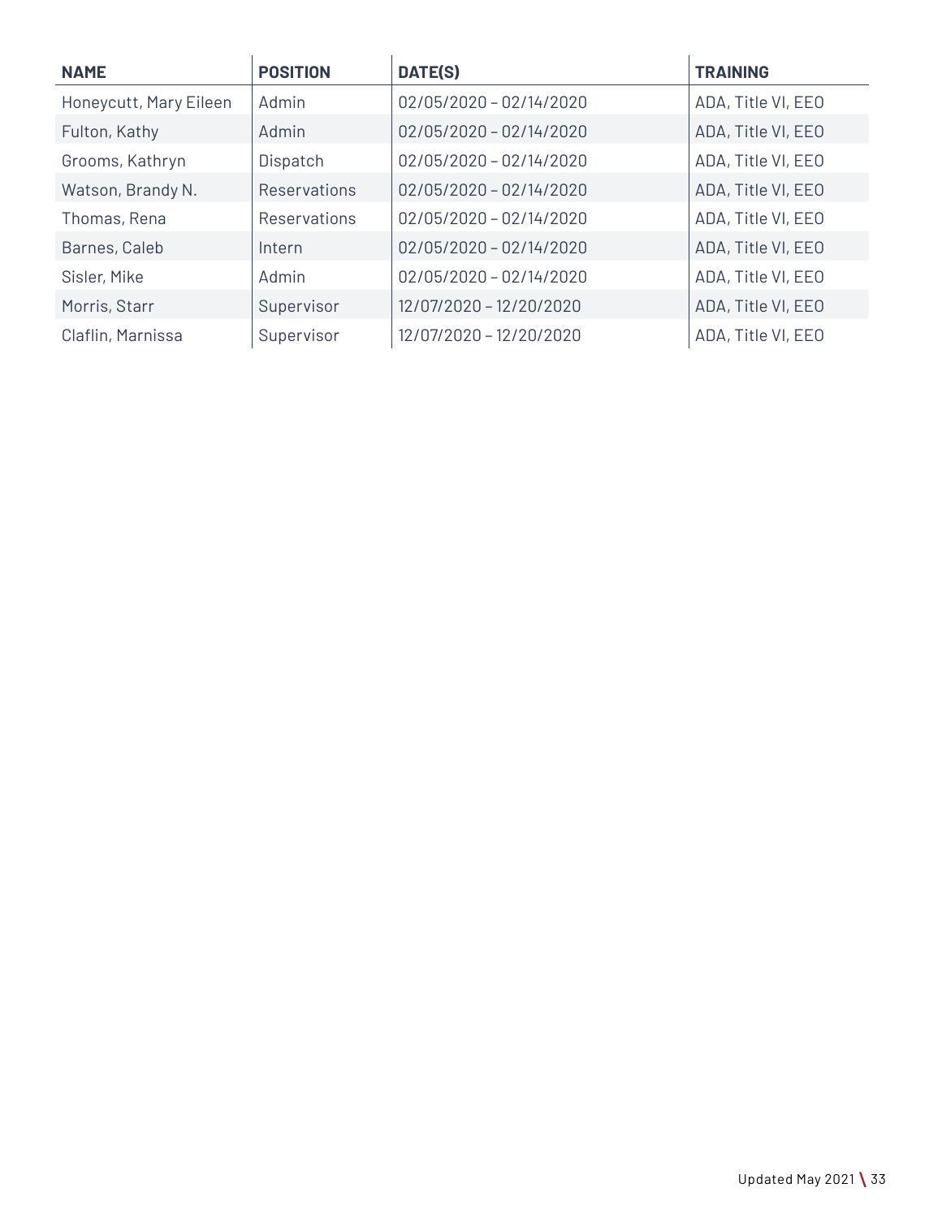| NAME | POSITION | DATE(S) | TRAINING |
| --- | --- | --- | --- |
| Honeycutt, Mary Eileen | Admin | 02/05/2020 – 02/14/2020 | ADA, Title VI, EEO |
| Fulton, Kathy | Admin | 02/05/2020 – 02/14/2020 | ADA, Title VI, EEO |
| Grooms, Kathryn | Dispatch | 02/05/2020 – 02/14/2020 | ADA, Title VI, EEO |
| Watson, Brandy N. | Reservations | 02/05/2020 – 02/14/2020 | ADA, Title VI, EEO |
| Thomas, Rena | Reservations | 02/05/2020 – 02/14/2020 | ADA, Title VI, EEO |
| Barnes, Caleb | Intern | 02/05/2020 – 02/14/2020 | ADA, Title VI, EEO |
| Sisler, Mike | Admin | 02/05/2020 – 02/14/2020 | ADA, Title VI, EEO |
| Morris, Starr | Supervisor | 12/07/2020 – 12/20/2020 | ADA, Title VI, EEO |
| Claflin, Marnissa | Supervisor | 12/07/2020 – 12/20/2020 | ADA, Title VI, EEO |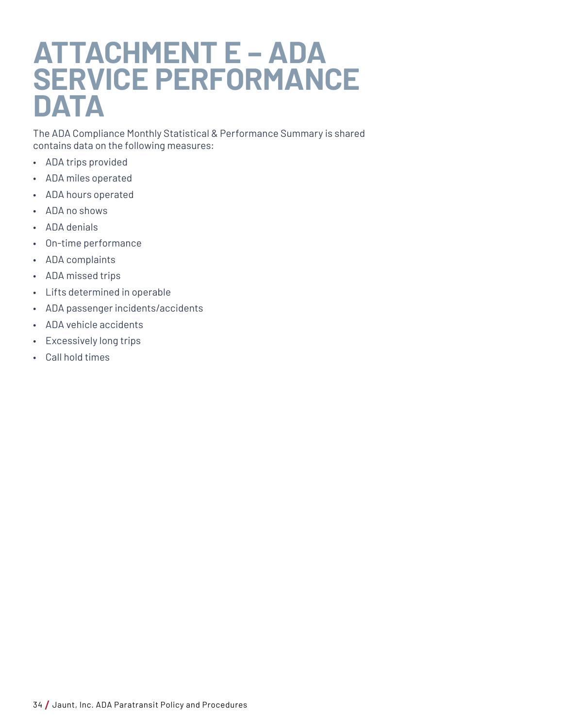# ATTACHMENT E – ADA SERVICE PERFORMANCE DATA

The ADA Compliance Monthly Statistical & Performance Summary is shared contains data on the following measures:

- ADA trips provided
- ADA miles operated
- ADA hours operated
- ADA no shows
- ADA denials
- On-time performance
- ADA complaints
- ADA missed trips
- Lifts determined in operable
- ADA passenger incidents/accidents
- ADA vehicle accidents
- Excessively long trips
- Call hold times